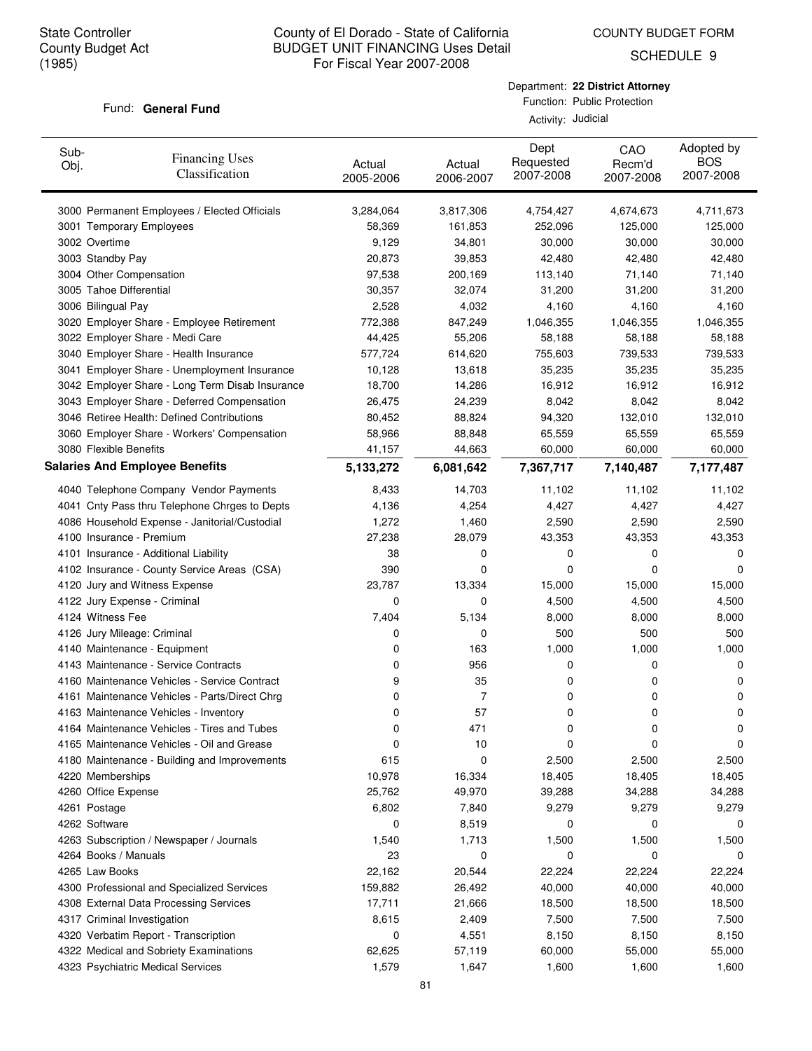State Controller
County Budget Act
(1985)

# County of El Dorado - State of California
## BUDGET UNIT FINANCING Uses Detail
### For Fiscal Year 2007-2008

COUNTY BUDGET FORM
SCHEDULE 9

Fund: **General Fund**

Department: **22 District Attorney**
Function: Public Protection
Activity: Judicial

| Sub-Obj. | Financing Uses Classification | Actual 2005-2006 | Actual 2006-2007 | Dept Requested 2007-2008 | CAO Recm'd 2007-2008 | Adopted by BOS 2007-2008 |
|---|---|---|---|---|---|---|
| 3000 | Permanent Employees / Elected Officials | 3,284,064 | 3,817,306 | 4,754,427 | 4,674,673 | 4,711,673 |
| 3001 | Temporary Employees | 58,369 | 161,853 | 252,096 | 125,000 | 125,000 |
| 3002 | Overtime | 9,129 | 34,801 | 30,000 | 30,000 | 30,000 |
| 3003 | Standby Pay | 20,873 | 39,853 | 42,480 | 42,480 | 42,480 |
| 3004 | Other Compensation | 97,538 | 200,169 | 113,140 | 71,140 | 71,140 |
| 3005 | Tahoe Differential | 30,357 | 32,074 | 31,200 | 31,200 | 31,200 |
| 3006 | Bilingual Pay | 2,528 | 4,032 | 4,160 | 4,160 | 4,160 |
| 3020 | Employer Share - Employee Retirement | 772,388 | 847,249 | 1,046,355 | 1,046,355 | 1,046,355 |
| 3022 | Employer Share - Medi Care | 44,425 | 55,206 | 58,188 | 58,188 | 58,188 |
| 3040 | Employer Share - Health Insurance | 577,724 | 614,620 | 755,603 | 739,533 | 739,533 |
| 3041 | Employer Share - Unemployment Insurance | 10,128 | 13,618 | 35,235 | 35,235 | 35,235 |
| 3042 | Employer Share - Long Term Disab Insurance | 18,700 | 14,286 | 16,912 | 16,912 | 16,912 |
| 3043 | Employer Share - Deferred Compensation | 26,475 | 24,239 | 8,042 | 8,042 | 8,042 |
| 3046 | Retiree Health: Defined Contributions | 80,452 | 88,824 | 94,320 | 132,010 | 132,010 |
| 3060 | Employer Share - Workers' Compensation | 58,966 | 88,848 | 65,559 | 65,559 | 65,559 |
| 3080 | Flexible Benefits | 41,157 | 44,663 | 60,000 | 60,000 | 60,000 |
| **Salaries And Employee Benefits** | | **5,133,272** | **6,081,642** | **7,367,717** | **7,140,487** | **7,177,487** |
| 4040 | Telephone Company Vendor Payments | 8,433 | 14,703 | 11,102 | 11,102 | 11,102 |
| 4041 | Cnty Pass thru Telephone Chrges to Depts | 4,136 | 4,254 | 4,427 | 4,427 | 4,427 |
| 4086 | Household Expense - Janitorial/Custodial | 1,272 | 1,460 | 2,590 | 2,590 | 2,590 |
| 4100 | Insurance - Premium | 27,238 | 28,079 | 43,353 | 43,353 | 43,353 |
| 4101 | Insurance - Additional Liability | 38 | 0 | 0 | 0 | 0 |
| 4102 | Insurance - County Service Areas (CSA) | 390 | 0 | 0 | 0 | 0 |
| 4120 | Jury and Witness Expense | 23,787 | 13,334 | 15,000 | 15,000 | 15,000 |
| 4122 | Jury Expense - Criminal | 0 | 0 | 4,500 | 4,500 | 4,500 |
| 4124 | Witness Fee | 7,404 | 5,134 | 8,000 | 8,000 | 8,000 |
| 4126 | Jury Mileage: Criminal | 0 | 0 | 500 | 500 | 500 |
| 4140 | Maintenance - Equipment | 0 | 163 | 1,000 | 1,000 | 1,000 |
| 4143 | Maintenance - Service Contracts | 0 | 956 | 0 | 0 | 0 |
| 4160 | Maintenance Vehicles - Service Contract | 9 | 35 | 0 | 0 | 0 |
| 4161 | Maintenance Vehicles - Parts/Direct Chrg | 0 | 7 | 0 | 0 | 0 |
| 4163 | Maintenance Vehicles - Inventory | 0 | 57 | 0 | 0 | 0 |
| 4164 | Maintenance Vehicles - Tires and Tubes | 0 | 471 | 0 | 0 | 0 |
| 4165 | Maintenance Vehicles - Oil and Grease | 0 | 10 | 0 | 0 | 0 |
| 4180 | Maintenance - Building and Improvements | 615 | 0 | 2,500 | 2,500 | 2,500 |
| 4220 | Memberships | 10,978 | 16,334 | 18,405 | 18,405 | 18,405 |
| 4260 | Office Expense | 25,762 | 49,970 | 39,288 | 34,288 | 34,288 |
| 4261 | Postage | 6,802 | 7,840 | 9,279 | 9,279 | 9,279 |
| 4262 | Software | 0 | 8,519 | 0 | 0 | 0 |
| 4263 | Subscription / Newspaper / Journals | 1,540 | 1,713 | 1,500 | 1,500 | 1,500 |
| 4264 | Books / Manuals | 23 | 0 | 0 | 0 | 0 |
| 4265 | Law Books | 22,162 | 20,544 | 22,224 | 22,224 | 22,224 |
| 4300 | Professional and Specialized Services | 159,882 | 26,492 | 40,000 | 40,000 | 40,000 |
| 4308 | External Data Processing Services | 17,711 | 21,666 | 18,500 | 18,500 | 18,500 |
| 4317 | Criminal Investigation | 8,615 | 2,409 | 7,500 | 7,500 | 7,500 |
| 4320 | Verbatim Report - Transcription | 0 | 4,551 | 8,150 | 8,150 | 8,150 |
| 4322 | Medical and Sobriety Examinations | 62,625 | 57,119 | 60,000 | 55,000 | 55,000 |
| 4323 | Psychiatric Medical Services | 1,579 | 1,647 | 1,600 | 1,600 | 1,600 |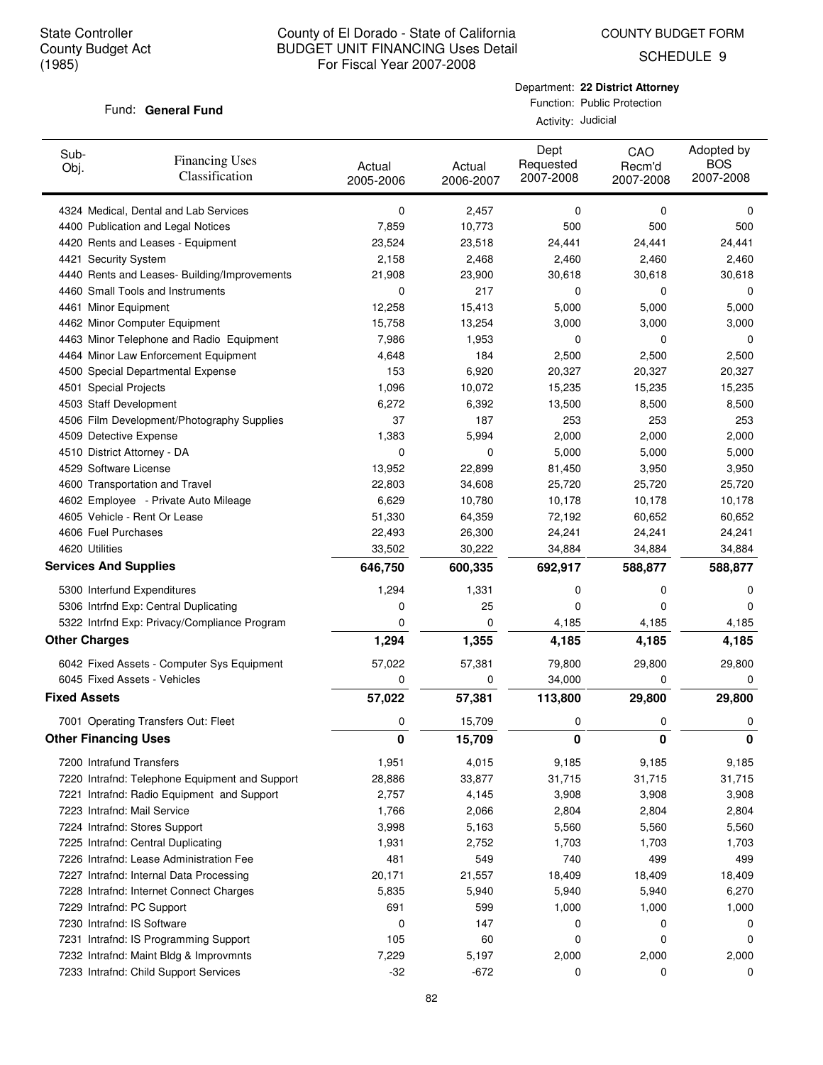State Controller
County Budget Act
(1985)

# County of El Dorado - State of California
## BUDGET UNIT FINANCING Uses Detail
For Fiscal Year 2007-2008

COUNTY BUDGET FORM
SCHEDULE 9

Fund: **General Fund**

Department: **22 District Attorney**
Function: Public Protection
Activity: Judicial

| Sub-Obj. | Financing Uses Classification | Actual 2005-2006 | Actual 2006-2007 | Dept Requested 2007-2008 | CAO Recm'd 2007-2008 | Adopted by BOS 2007-2008 |
|---|---|---|---|---|---|---|
| 4324 | Medical, Dental and Lab Services | 0 | 2,457 | 0 | 0 | 0 |
| 4400 | Publication and Legal Notices | 7,859 | 10,773 | 500 | 500 | 500 |
| 4420 | Rents and Leases - Equipment | 23,524 | 23,518 | 24,441 | 24,441 | 24,441 |
| 4421 | Security System | 2,158 | 2,468 | 2,460 | 2,460 | 2,460 |
| 4440 | Rents and Leases- Building/Improvements | 21,908 | 23,900 | 30,618 | 30,618 | 30,618 |
| 4460 | Small Tools and Instruments | 0 | 217 | 0 | 0 | 0 |
| 4461 | Minor Equipment | 12,258 | 15,413 | 5,000 | 5,000 | 5,000 |
| 4462 | Minor Computer Equipment | 15,758 | 13,254 | 3,000 | 3,000 | 3,000 |
| 4463 | Minor Telephone and Radio Equipment | 7,986 | 1,953 | 0 | 0 | 0 |
| 4464 | Minor Law Enforcement Equipment | 4,648 | 184 | 2,500 | 2,500 | 2,500 |
| 4500 | Special Departmental Expense | 153 | 6,920 | 20,327 | 20,327 | 20,327 |
| 4501 | Special Projects | 1,096 | 10,072 | 15,235 | 15,235 | 15,235 |
| 4503 | Staff Development | 6,272 | 6,392 | 13,500 | 8,500 | 8,500 |
| 4506 | Film Development/Photography Supplies | 37 | 187 | 253 | 253 | 253 |
| 4509 | Detective Expense | 1,383 | 5,994 | 2,000 | 2,000 | 2,000 |
| 4510 | District Attorney - DA | 0 | 0 | 5,000 | 5,000 | 5,000 |
| 4529 | Software License | 13,952 | 22,899 | 81,450 | 3,950 | 3,950 |
| 4600 | Transportation and Travel | 22,803 | 34,608 | 25,720 | 25,720 | 25,720 |
| 4602 | Employee - Private Auto Mileage | 6,629 | 10,780 | 10,178 | 10,178 | 10,178 |
| 4605 | Vehicle - Rent Or Lease | 51,330 | 64,359 | 72,192 | 60,652 | 60,652 |
| 4606 | Fuel Purchases | 22,493 | 26,300 | 24,241 | 24,241 | 24,241 |
| 4620 | Utilities | 33,502 | 30,222 | 34,884 | 34,884 | 34,884 |
| **Services And Supplies** | | **646,750** | **600,335** | **692,917** | **588,877** | **588,877** |
| 5300 | Interfund Expenditures | 1,294 | 1,331 | 0 | 0 | 0 |
| 5306 | Intrfnd Exp: Central Duplicating | 0 | 25 | 0 | 0 | 0 |
| 5322 | Intrfnd Exp: Privacy/Compliance Program | 0 | 0 | 4,185 | 4,185 | 4,185 |
| **Other Charges** | | **1,294** | **1,355** | **4,185** | **4,185** | **4,185** |
| 6042 | Fixed Assets - Computer Sys Equipment | 57,022 | 57,381 | 79,800 | 29,800 | 29,800 |
| 6045 | Fixed Assets - Vehicles | 0 | 0 | 34,000 | 0 | 0 |
| **Fixed Assets** | | **57,022** | **57,381** | **113,800** | **29,800** | **29,800** |
| 7001 | Operating Transfers Out: Fleet | 0 | 15,709 | 0 | 0 | 0 |
| **Other Financing Uses** | | **0** | **15,709** | **0** | **0** | **0** |
| 7200 | Intrafund Transfers | 1,951 | 4,015 | 9,185 | 9,185 | 9,185 |
| 7220 | Intrafnd: Telephone Equipment and Support | 28,886 | 33,877 | 31,715 | 31,715 | 31,715 |
| 7221 | Intrafnd: Radio Equipment and Support | 2,757 | 4,145 | 3,908 | 3,908 | 3,908 |
| 7223 | Intrafnd: Mail Service | 1,766 | 2,066 | 2,804 | 2,804 | 2,804 |
| 7224 | Intrafnd: Stores Support | 3,998 | 5,163 | 5,560 | 5,560 | 5,560 |
| 7225 | Intrafnd: Central Duplicating | 1,931 | 2,752 | 1,703 | 1,703 | 1,703 |
| 7226 | Intrafnd: Lease Administration Fee | 481 | 549 | 740 | 499 | 499 |
| 7227 | Intrafnd: Internal Data Processing | 20,171 | 21,557 | 18,409 | 18,409 | 18,409 |
| 7228 | Intrafnd: Internet Connect Charges | 5,835 | 5,940 | 5,940 | 5,940 | 6,270 |
| 7229 | Intrafnd: PC Support | 691 | 599 | 1,000 | 1,000 | 1,000 |
| 7230 | Intrafnd: IS Software | 0 | 147 | 0 | 0 | 0 |
| 7231 | Intrafnd: IS Programming Support | 105 | 60 | 0 | 0 | 0 |
| 7232 | Intrafnd: Maint Bldg & Improvmnts | 7,229 | 5,197 | 2,000 | 2,000 | 2,000 |
| 7233 | Intrafnd: Child Support Services | -32 | -672 | 0 | 0 | 0 |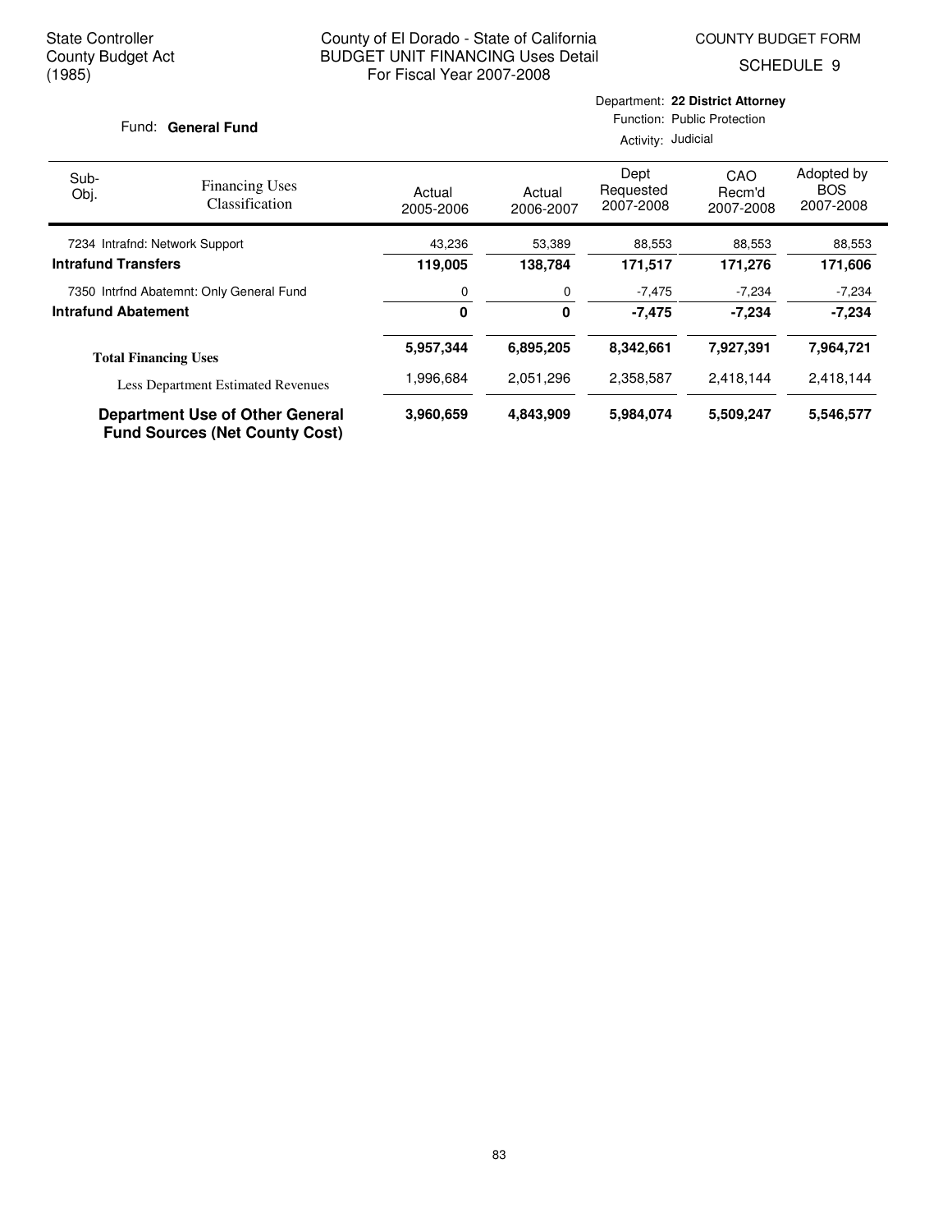State Controller
County Budget Act
(1985)

County of El Dorado - State of California
BUDGET UNIT FINANCING Uses Detail
For Fiscal Year 2007-2008

COUNTY BUDGET FORM
SCHEDULE 9

Fund: **General Fund**

Department: **22 District Attorney**
Function: Public Protection
Activity: Judicial

| Sub-Obj. | Financing Uses Classification | Actual 2005-2006 | Actual 2006-2007 | Dept Requested 2007-2008 | CAO Recm'd 2007-2008 | Adopted by BOS 2007-2008 |
|---|---|---|---|---|---|---|
| 7234 | Intrafnd: Network Support | 43,236 | 53,389 | 88,553 | 88,553 | 88,553 |
| **Intrafund Transfers** | | **119,005** | **138,784** | **171,517** | **171,276** | **171,606** |
| 7350 | Intrfnd Abatemnt: Only General Fund | 0 | 0 | -7,475 | -7,234 | -7,234 |
| **Intrafund Abatement** | | **0** | **0** | **-7,475** | **-7,234** | **-7,234** |
| **Total Financing Uses** | | **5,957,344** | **6,895,205** | **8,342,661** | **7,927,391** | **7,964,721** |
| | Less Department Estimated Revenues | 1,996,684 | 2,051,296 | 2,358,587 | 2,418,144 | 2,418,144 |
| **Department Use of Other General Fund Sources (Net County Cost)** | | **3,960,659** | **4,843,909** | **5,984,074** | **5,509,247** | **5,546,577** |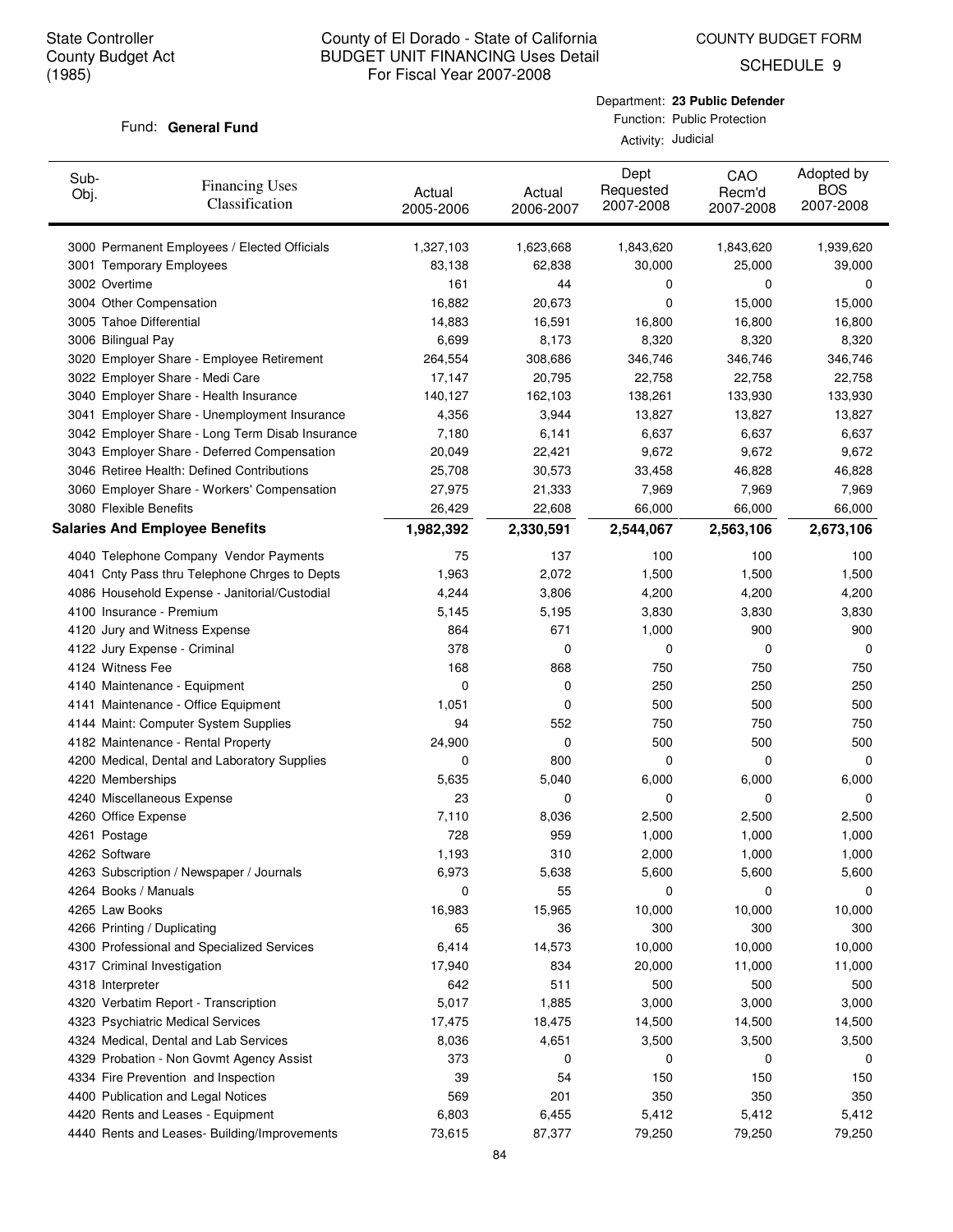State Controller
County Budget Act
(1985)

# County of El Dorado - State of California
## BUDGET UNIT FINANCING Uses Detail
For Fiscal Year 2007-2008

COUNTY BUDGET FORM
SCHEDULE 9

Fund: **General Fund**

Department: **23 Public Defender**
Function: Public Protection
Activity: Judicial

| Sub-Obj. | Financing Uses Classification | Actual 2005-2006 | Actual 2006-2007 | Dept Requested 2007-2008 | CAO Recm'd 2007-2008 | Adopted by BOS 2007-2008 |
|---|---|---|---|---|---|---|
| 3000 | Permanent Employees / Elected Officials | 1,327,103 | 1,623,668 | 1,843,620 | 1,843,620 | 1,939,620 |
| 3001 | Temporary Employees | 83,138 | 62,838 | 30,000 | 25,000 | 39,000 |
| 3002 | Overtime | 161 | 44 | 0 | 0 | 0 |
| 3004 | Other Compensation | 16,882 | 20,673 | 0 | 15,000 | 15,000 |
| 3005 | Tahoe Differential | 14,883 | 16,591 | 16,800 | 16,800 | 16,800 |
| 3006 | Bilingual Pay | 6,699 | 8,173 | 8,320 | 8,320 | 8,320 |
| 3020 | Employer Share - Employee Retirement | 264,554 | 308,686 | 346,746 | 346,746 | 346,746 |
| 3022 | Employer Share - Medi Care | 17,147 | 20,795 | 22,758 | 22,758 | 22,758 |
| 3040 | Employer Share - Health Insurance | 140,127 | 162,103 | 138,261 | 133,930 | 133,930 |
| 3041 | Employer Share - Unemployment Insurance | 4,356 | 3,944 | 13,827 | 13,827 | 13,827 |
| 3042 | Employer Share - Long Term Disab Insurance | 7,180 | 6,141 | 6,637 | 6,637 | 6,637 |
| 3043 | Employer Share - Deferred Compensation | 20,049 | 22,421 | 9,672 | 9,672 | 9,672 |
| 3046 | Retiree Health: Defined Contributions | 25,708 | 30,573 | 33,458 | 46,828 | 46,828 |
| 3060 | Employer Share - Workers' Compensation | 27,975 | 21,333 | 7,969 | 7,969 | 7,969 |
| 3080 | Flexible Benefits | 26,429 | 22,608 | 66,000 | 66,000 | 66,000 |
| | **Salaries And Employee Benefits** | **1,982,392** | **2,330,591** | **2,544,067** | **2,563,106** | **2,673,106** |
| 4040 | Telephone Company Vendor Payments | 75 | 137 | 100 | 100 | 100 |
| 4041 | Cnty Pass thru Telephone Chrges to Depts | 1,963 | 2,072 | 1,500 | 1,500 | 1,500 |
| 4086 | Household Expense - Janitorial/Custodial | 4,244 | 3,806 | 4,200 | 4,200 | 4,200 |
| 4100 | Insurance - Premium | 5,145 | 5,195 | 3,830 | 3,830 | 3,830 |
| 4120 | Jury and Witness Expense | 864 | 671 | 1,000 | 900 | 900 |
| 4122 | Jury Expense - Criminal | 378 | 0 | 0 | 0 | 0 |
| 4124 | Witness Fee | 168 | 868 | 750 | 750 | 750 |
| 4140 | Maintenance - Equipment | 0 | 0 | 250 | 250 | 250 |
| 4141 | Maintenance - Office Equipment | 1,051 | 0 | 500 | 500 | 500 |
| 4144 | Maint: Computer System Supplies | 94 | 552 | 750 | 750 | 750 |
| 4182 | Maintenance - Rental Property | 24,900 | 0 | 500 | 500 | 500 |
| 4200 | Medical, Dental and Laboratory Supplies | 0 | 800 | 0 | 0 | 0 |
| 4220 | Memberships | 5,635 | 5,040 | 6,000 | 6,000 | 6,000 |
| 4240 | Miscellaneous Expense | 23 | 0 | 0 | 0 | 0 |
| 4260 | Office Expense | 7,110 | 8,036 | 2,500 | 2,500 | 2,500 |
| 4261 | Postage | 728 | 959 | 1,000 | 1,000 | 1,000 |
| 4262 | Software | 1,193 | 310 | 2,000 | 1,000 | 1,000 |
| 4263 | Subscription / Newspaper / Journals | 6,973 | 5,638 | 5,600 | 5,600 | 5,600 |
| 4264 | Books / Manuals | 0 | 55 | 0 | 0 | 0 |
| 4265 | Law Books | 16,983 | 15,965 | 10,000 | 10,000 | 10,000 |
| 4266 | Printing / Duplicating | 65 | 36 | 300 | 300 | 300 |
| 4300 | Professional and Specialized Services | 6,414 | 14,573 | 10,000 | 10,000 | 10,000 |
| 4317 | Criminal Investigation | 17,940 | 834 | 20,000 | 11,000 | 11,000 |
| 4318 | Interpreter | 642 | 511 | 500 | 500 | 500 |
| 4320 | Verbatim Report - Transcription | 5,017 | 1,885 | 3,000 | 3,000 | 3,000 |
| 4323 | Psychiatric Medical Services | 17,475 | 18,475 | 14,500 | 14,500 | 14,500 |
| 4324 | Medical, Dental and Lab Services | 8,036 | 4,651 | 3,500 | 3,500 | 3,500 |
| 4329 | Probation - Non Govmt Agency Assist | 373 | 0 | 0 | 0 | 0 |
| 4334 | Fire Prevention and Inspection | 39 | 54 | 150 | 150 | 150 |
| 4400 | Publication and Legal Notices | 569 | 201 | 350 | 350 | 350 |
| 4420 | Rents and Leases - Equipment | 6,803 | 6,455 | 5,412 | 5,412 | 5,412 |
| 4440 | Rents and Leases- Building/Improvements | 73,615 | 87,377 | 79,250 | 79,250 | 79,250 |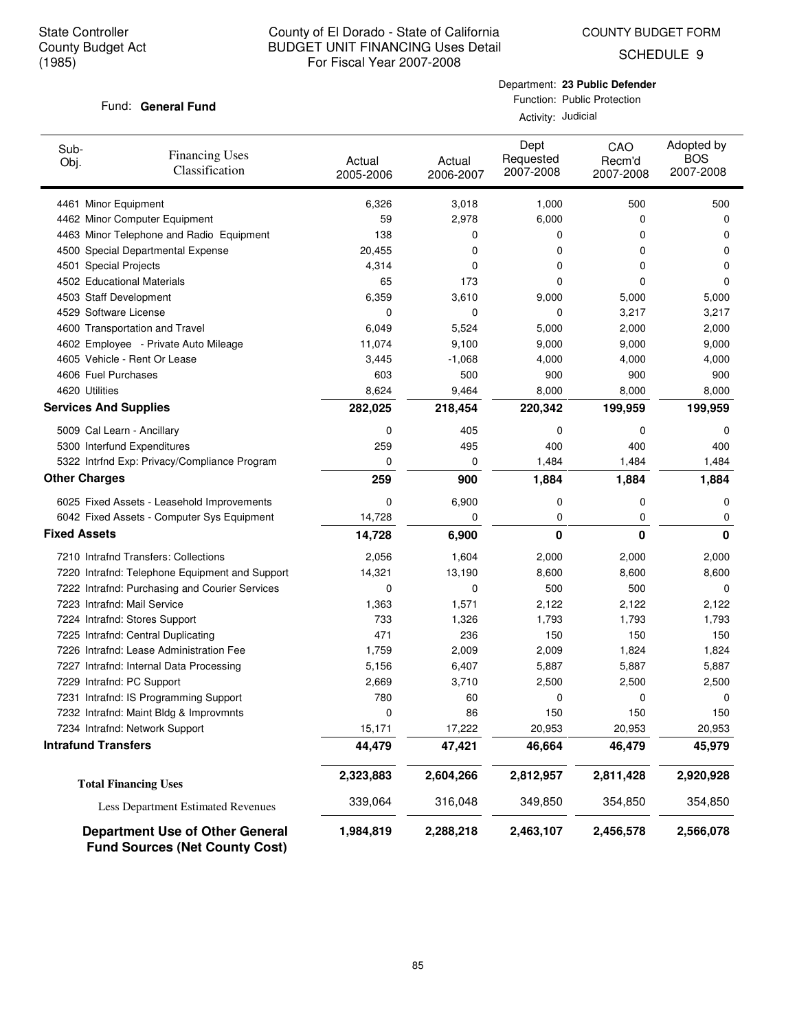State Controller
County Budget Act
(1985)

County of El Dorado - State of California
BUDGET UNIT FINANCING Uses Detail
For Fiscal Year 2007-2008

COUNTY BUDGET FORM
SCHEDULE 9

Fund: **General Fund**

Department: **23 Public Defender**
Function: Public Protection
Activity: Judicial

| Sub-Obj. | Financing Uses Classification | Actual 2005-2006 | Actual 2006-2007 | Dept Requested 2007-2008 | CAO Recm'd 2007-2008 | Adopted by BOS 2007-2008 |
|---|---|---|---|---|---|---|
| 4461 | Minor Equipment | 6,326 | 3,018 | 1,000 | 500 | 500 |
| 4462 | Minor Computer Equipment | 59 | 2,978 | 6,000 | 0 | 0 |
| 4463 | Minor Telephone and Radio Equipment | 138 | 0 | 0 | 0 | 0 |
| 4500 | Special Departmental Expense | 20,455 | 0 | 0 | 0 | 0 |
| 4501 | Special Projects | 4,314 | 0 | 0 | 0 | 0 |
| 4502 | Educational Materials | 65 | 173 | 0 | 0 | 0 |
| 4503 | Staff Development | 6,359 | 3,610 | 9,000 | 5,000 | 5,000 |
| 4529 | Software License | 0 | 0 | 0 | 3,217 | 3,217 |
| 4600 | Transportation and Travel | 6,049 | 5,524 | 5,000 | 2,000 | 2,000 |
| 4602 | Employee - Private Auto Mileage | 11,074 | 9,100 | 9,000 | 9,000 | 9,000 |
| 4605 | Vehicle - Rent Or Lease | 3,445 | -1,068 | 4,000 | 4,000 | 4,000 |
| 4606 | Fuel Purchases | 603 | 500 | 900 | 900 | 900 |
| 4620 | Utilities | 8,624 | 9,464 | 8,000 | 8,000 | 8,000 |
| **Services And Supplies** | | **282,025** | **218,454** | **220,342** | **199,959** | **199,959** |
| 5009 | Cal Learn - Ancillary | 0 | 405 | 0 | 0 | 0 |
| 5300 | Interfund Expenditures | 259 | 495 | 400 | 400 | 400 |
| 5322 | Intrfnd Exp: Privacy/Compliance Program | 0 | 0 | 1,484 | 1,484 | 1,484 |
| **Other Charges** | | **259** | **900** | **1,884** | **1,884** | **1,884** |
| 6025 | Fixed Assets - Leasehold Improvements | 0 | 6,900 | 0 | 0 | 0 |
| 6042 | Fixed Assets - Computer Sys Equipment | 14,728 | 0 | 0 | 0 | 0 |
| **Fixed Assets** | | **14,728** | **6,900** | **0** | **0** | **0** |
| 7210 | Intrafnd Transfers: Collections | 2,056 | 1,604 | 2,000 | 2,000 | 2,000 |
| 7220 | Intrafnd: Telephone Equipment and Support | 14,321 | 13,190 | 8,600 | 8,600 | 8,600 |
| 7222 | Intrafnd: Purchasing and Courier Services | 0 | 0 | 500 | 500 | 0 |
| 7223 | Intrafnd: Mail Service | 1,363 | 1,571 | 2,122 | 2,122 | 2,122 |
| 7224 | Intrafnd: Stores Support | 733 | 1,326 | 1,793 | 1,793 | 1,793 |
| 7225 | Intrafnd: Central Duplicating | 471 | 236 | 150 | 150 | 150 |
| 7226 | Intrafnd: Lease Administration Fee | 1,759 | 2,009 | 2,009 | 1,824 | 1,824 |
| 7227 | Intrafnd: Internal Data Processing | 5,156 | 6,407 | 5,887 | 5,887 | 5,887 |
| 7229 | Intrafnd: PC Support | 2,669 | 3,710 | 2,500 | 2,500 | 2,500 |
| 7231 | Intrafnd: IS Programming Support | 780 | 60 | 0 | 0 | 0 |
| 7232 | Intrafnd: Maint Bldg & Improvmnts | 0 | 86 | 150 | 150 | 150 |
| 7234 | Intrafnd: Network Support | 15,171 | 17,222 | 20,953 | 20,953 | 20,953 |
| **Intrafund Transfers** | | **44,479** | **47,421** | **46,664** | **46,479** | **45,979** |
| **Total Financing Uses** | | **2,323,883** | **2,604,266** | **2,812,957** | **2,811,428** | **2,920,928** |
| Less Department Estimated Revenues | | 339,064 | 316,048 | 349,850 | 354,850 | 354,850 |
| **Department Use of Other General Fund Sources (Net County Cost)** | | **1,984,819** | **2,288,218** | **2,463,107** | **2,456,578** | **2,566,078** |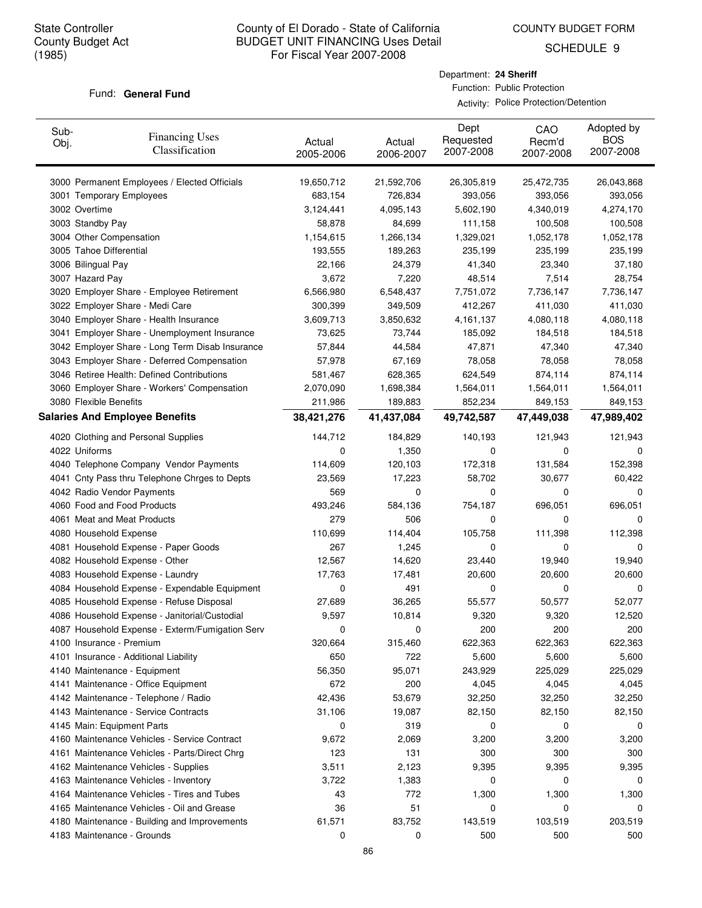State Controller
County Budget Act
(1985)

# County of El Dorado - State of California
## BUDGET UNIT FINANCING Uses Detail
For Fiscal Year 2007-2008

COUNTY BUDGET FORM
SCHEDULE 9

Fund: **General Fund**

Department: **24 Sheriff**
Function: Public Protection
Activity: Police Protection/Detention

| Sub-Obj. | Financing Uses Classification | Actual 2005-2006 | Actual 2006-2007 | Dept Requested 2007-2008 | CAO Recm'd 2007-2008 | Adopted by BOS 2007-2008 |
|---|---|---|---|---|---|---|
| 3000 | Permanent Employees / Elected Officials | 19,650,712 | 21,592,706 | 26,305,819 | 25,472,735 | 26,043,868 |
| 3001 | Temporary Employees | 683,154 | 726,834 | 393,056 | 393,056 | 393,056 |
| 3002 | Overtime | 3,124,441 | 4,095,143 | 5,602,190 | 4,340,019 | 4,274,170 |
| 3003 | Standby Pay | 58,878 | 84,699 | 111,158 | 100,508 | 100,508 |
| 3004 | Other Compensation | 1,154,615 | 1,266,134 | 1,329,021 | 1,052,178 | 1,052,178 |
| 3005 | Tahoe Differential | 193,555 | 189,263 | 235,199 | 235,199 | 235,199 |
| 3006 | Bilingual Pay | 22,166 | 24,379 | 41,340 | 23,340 | 37,180 |
| 3007 | Hazard Pay | 3,672 | 7,220 | 48,514 | 7,514 | 28,754 |
| 3020 | Employer Share - Employee Retirement | 6,566,980 | 6,548,437 | 7,751,072 | 7,736,147 | 7,736,147 |
| 3022 | Employer Share - Medi Care | 300,399 | 349,509 | 412,267 | 411,030 | 411,030 |
| 3040 | Employer Share - Health Insurance | 3,609,713 | 3,850,632 | 4,161,137 | 4,080,118 | 4,080,118 |
| 3041 | Employer Share - Unemployment Insurance | 73,625 | 73,744 | 185,092 | 184,518 | 184,518 |
| 3042 | Employer Share - Long Term Disab Insurance | 57,844 | 44,584 | 47,871 | 47,340 | 47,340 |
| 3043 | Employer Share - Deferred Compensation | 57,978 | 67,169 | 78,058 | 78,058 | 78,058 |
| 3046 | Retiree Health: Defined Contributions | 581,467 | 628,365 | 624,549 | 874,114 | 874,114 |
| 3060 | Employer Share - Workers' Compensation | 2,070,090 | 1,698,384 | 1,564,011 | 1,564,011 | 1,564,011 |
| 3080 | Flexible Benefits | 211,986 | 189,883 | 852,234 | 849,153 | 849,153 |
| **Salaries And Employee Benefits** | | **38,421,276** | **41,437,084** | **49,742,587** | **47,449,038** | **47,989,402** |
| 4020 | Clothing and Personal Supplies | 144,712 | 184,829 | 140,193 | 121,943 | 121,943 |
| 4022 | Uniforms | 0 | 1,350 | 0 | 0 | 0 |
| 4040 | Telephone Company Vendor Payments | 114,609 | 120,103 | 172,318 | 131,584 | 152,398 |
| 4041 | Cnty Pass thru Telephone Chrges to Depts | 23,569 | 17,223 | 58,702 | 30,677 | 60,422 |
| 4042 | Radio Vendor Payments | 569 | 0 | 0 | 0 | 0 |
| 4060 | Food and Food Products | 493,246 | 584,136 | 754,187 | 696,051 | 696,051 |
| 4061 | Meat and Meat Products | 279 | 506 | 0 | 0 | 0 |
| 4080 | Household Expense | 110,699 | 114,404 | 105,758 | 111,398 | 112,398 |
| 4081 | Household Expense - Paper Goods | 267 | 1,245 | 0 | 0 | 0 |
| 4082 | Household Expense - Other | 12,567 | 14,620 | 23,440 | 19,940 | 19,940 |
| 4083 | Household Expense - Laundry | 17,763 | 17,481 | 20,600 | 20,600 | 20,600 |
| 4084 | Household Expense - Expendable Equipment | 0 | 491 | 0 | 0 | 0 |
| 4085 | Household Expense - Refuse Disposal | 27,689 | 36,265 | 55,577 | 50,577 | 52,077 |
| 4086 | Household Expense - Janitorial/Custodial | 9,597 | 10,814 | 9,320 | 9,320 | 12,520 |
| 4087 | Household Expense - Exterm/Fumigation Serv | 0 | 0 | 200 | 200 | 200 |
| 4100 | Insurance - Premium | 320,664 | 315,460 | 622,363 | 622,363 | 622,363 |
| 4101 | Insurance - Additional Liability | 650 | 722 | 5,600 | 5,600 | 5,600 |
| 4140 | Maintenance - Equipment | 56,350 | 95,071 | 243,929 | 225,029 | 225,029 |
| 4141 | Maintenance - Office Equipment | 672 | 200 | 4,045 | 4,045 | 4,045 |
| 4142 | Maintenance - Telephone / Radio | 42,436 | 53,679 | 32,250 | 32,250 | 32,250 |
| 4143 | Maintenance - Service Contracts | 31,106 | 19,087 | 82,150 | 82,150 | 82,150 |
| 4145 | Main: Equipment Parts | 0 | 319 | 0 | 0 | 0 |
| 4160 | Maintenance Vehicles - Service Contract | 9,672 | 2,069 | 3,200 | 3,200 | 3,200 |
| 4161 | Maintenance Vehicles - Parts/Direct Chrg | 123 | 131 | 300 | 300 | 300 |
| 4162 | Maintenance Vehicles - Supplies | 3,511 | 2,123 | 9,395 | 9,395 | 9,395 |
| 4163 | Maintenance Vehicles - Inventory | 3,722 | 1,383 | 0 | 0 | 0 |
| 4164 | Maintenance Vehicles - Tires and Tubes | 43 | 772 | 1,300 | 1,300 | 1,300 |
| 4165 | Maintenance Vehicles - Oil and Grease | 36 | 51 | 0 | 0 | 0 |
| 4180 | Maintenance - Building and Improvements | 61,571 | 83,752 | 143,519 | 103,519 | 203,519 |
| 4183 | Maintenance - Grounds | 0 | 0 | 500 | 500 | 500 |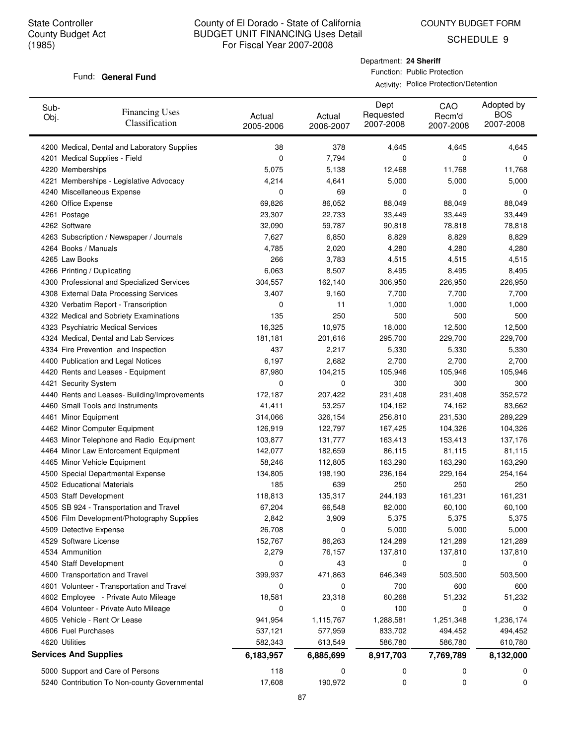State Controller
County Budget Act
(1985)

County of El Dorado - State of California
BUDGET UNIT FINANCING Uses Detail
For Fiscal Year 2007-2008

COUNTY BUDGET FORM
SCHEDULE 9

Fund: **General Fund**

Department: **24 Sheriff**
Function: Public Protection
Activity: Police Protection/Detention

| Sub-Obj. | Financing Uses Classification | Actual 2005-2006 | Actual 2006-2007 | Dept Requested 2007-2008 | CAO Recm'd 2007-2008 | Adopted by BOS 2007-2008 |
|---|---|---|---|---|---|---|
| 4200 | Medical, Dental and Laboratory Supplies | 38 | 378 | 4,645 | 4,645 | 4,645 |
| 4201 | Medical Supplies - Field | 0 | 7,794 | 0 | 0 | 0 |
| 4220 | Memberships | 5,075 | 5,138 | 12,468 | 11,768 | 11,768 |
| 4221 | Memberships - Legislative Advocacy | 4,214 | 4,641 | 5,000 | 5,000 | 5,000 |
| 4240 | Miscellaneous Expense | 0 | 69 | 0 | 0 | 0 |
| 4260 | Office Expense | 69,826 | 86,052 | 88,049 | 88,049 | 88,049 |
| 4261 | Postage | 23,307 | 22,733 | 33,449 | 33,449 | 33,449 |
| 4262 | Software | 32,090 | 59,787 | 90,818 | 78,818 | 78,818 |
| 4263 | Subscription / Newspaper / Journals | 7,627 | 6,850 | 8,829 | 8,829 | 8,829 |
| 4264 | Books / Manuals | 4,785 | 2,020 | 4,280 | 4,280 | 4,280 |
| 4265 | Law Books | 266 | 3,783 | 4,515 | 4,515 | 4,515 |
| 4266 | Printing / Duplicating | 6,063 | 8,507 | 8,495 | 8,495 | 8,495 |
| 4300 | Professional and Specialized Services | 304,557 | 162,140 | 306,950 | 226,950 | 226,950 |
| 4308 | External Data Processing Services | 3,407 | 9,160 | 7,700 | 7,700 | 7,700 |
| 4320 | Verbatim Report - Transcription | 0 | 11 | 1,000 | 1,000 | 1,000 |
| 4322 | Medical and Sobriety Examinations | 135 | 250 | 500 | 500 | 500 |
| 4323 | Psychiatric Medical Services | 16,325 | 10,975 | 18,000 | 12,500 | 12,500 |
| 4324 | Medical, Dental and Lab Services | 181,181 | 201,616 | 295,700 | 229,700 | 229,700 |
| 4334 | Fire Prevention and Inspection | 437 | 2,217 | 5,330 | 5,330 | 5,330 |
| 4400 | Publication and Legal Notices | 6,197 | 2,682 | 2,700 | 2,700 | 2,700 |
| 4420 | Rents and Leases - Equipment | 87,980 | 104,215 | 105,946 | 105,946 | 105,946 |
| 4421 | Security System | 0 | 0 | 300 | 300 | 300 |
| 4440 | Rents and Leases- Building/Improvements | 172,187 | 207,422 | 231,408 | 231,408 | 352,572 |
| 4460 | Small Tools and Instruments | 41,411 | 53,257 | 104,162 | 74,162 | 83,662 |
| 4461 | Minor Equipment | 314,066 | 326,154 | 256,810 | 231,530 | 289,229 |
| 4462 | Minor Computer Equipment | 126,919 | 122,797 | 167,425 | 104,326 | 104,326 |
| 4463 | Minor Telephone and Radio Equipment | 103,877 | 131,777 | 163,413 | 153,413 | 137,176 |
| 4464 | Minor Law Enforcement Equipment | 142,077 | 182,659 | 86,115 | 81,115 | 81,115 |
| 4465 | Minor Vehicle Equipment | 58,246 | 112,805 | 163,290 | 163,290 | 163,290 |
| 4500 | Special Departmental Expense | 134,805 | 198,190 | 236,164 | 229,164 | 254,164 |
| 4502 | Educational Materials | 185 | 639 | 250 | 250 | 250 |
| 4503 | Staff Development | 118,813 | 135,317 | 244,193 | 161,231 | 161,231 |
| 4505 | SB 924 - Transportation and Travel | 67,204 | 66,548 | 82,000 | 60,100 | 60,100 |
| 4506 | Film Development/Photography Supplies | 2,842 | 3,909 | 5,375 | 5,375 | 5,375 |
| 4509 | Detective Expense | 26,708 | 0 | 5,000 | 5,000 | 5,000 |
| 4529 | Software License | 152,767 | 86,263 | 124,289 | 121,289 | 121,289 |
| 4534 | Ammunition | 2,279 | 76,157 | 137,810 | 137,810 | 137,810 |
| 4540 | Staff Development | 0 | 43 | 0 | 0 | 0 |
| 4600 | Transportation and Travel | 399,937 | 471,863 | 646,349 | 503,500 | 503,500 |
| 4601 | Volunteer - Transportation and Travel | 0 | 0 | 700 | 600 | 600 |
| 4602 | Employee - Private Auto Mileage | 18,581 | 23,318 | 60,268 | 51,232 | 51,232 |
| 4604 | Volunteer - Private Auto Mileage | 0 | 0 | 100 | 0 | 0 |
| 4605 | Vehicle - Rent Or Lease | 941,954 | 1,115,767 | 1,288,581 | 1,251,348 | 1,236,174 |
| 4606 | Fuel Purchases | 537,121 | 577,959 | 833,702 | 494,452 | 494,452 |
| 4620 | Utilities | 582,343 | 613,549 | 586,780 | 586,780 | 610,780 |
| **Services And Supplies** | | **6,183,957** | **6,885,699** | **8,917,703** | **7,769,789** | **8,132,000** |
| 5000 | Support and Care of Persons | 118 | 0 | 0 | 0 | 0 |
| 5240 | Contribution To Non-county Governmental | 17,608 | 190,972 | 0 | 0 | 0 |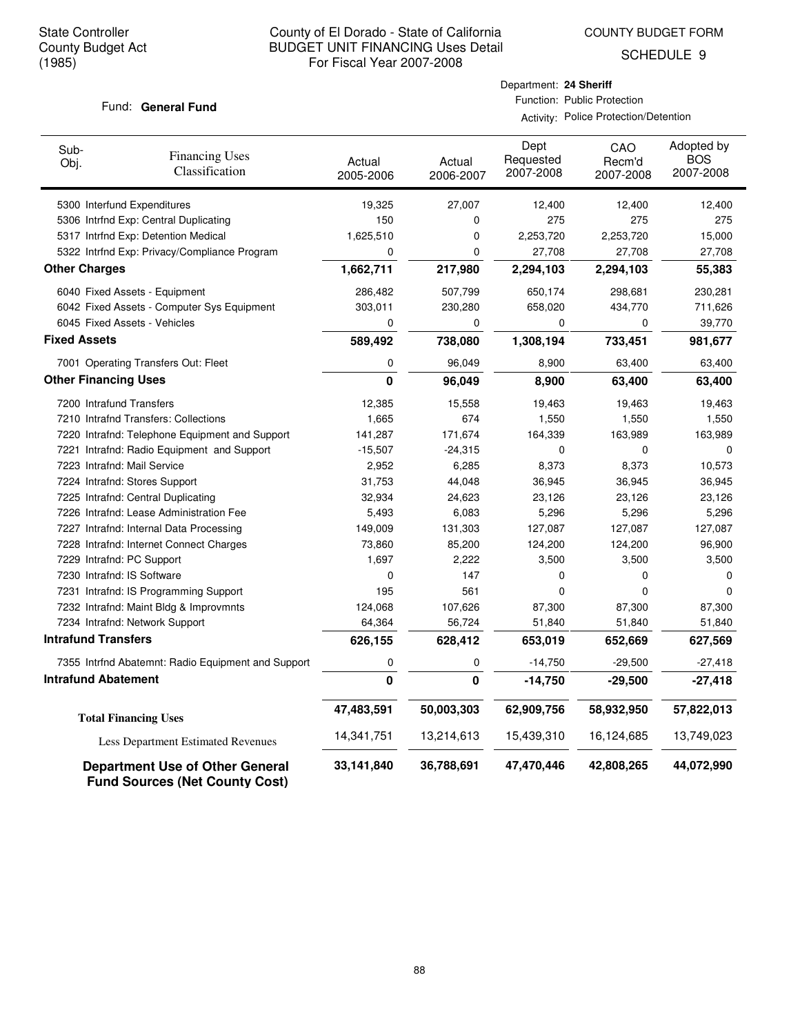State Controller
County Budget Act
(1985)

County of El Dorado - State of California
BUDGET UNIT FINANCING Uses Detail
For Fiscal Year 2007-2008

COUNTY BUDGET FORM
SCHEDULE 9

Fund: **General Fund**

Department: **24 Sheriff**
Function: Public Protection
Activity: Police Protection/Detention

| Sub-Obj. | Financing Uses Classification | Actual 2005-2006 | Actual 2006-2007 | Dept Requested 2007-2008 | CAO Recm'd 2007-2008 | Adopted by BOS 2007-2008 |
|---|---|---|---|---|---|---|
| 5300 | Interfund Expenditures | 19,325 | 27,007 | 12,400 | 12,400 | 12,400 |
| 5306 | Intrfnd Exp: Central Duplicating | 150 | 0 | 275 | 275 | 275 |
| 5317 | Intrfnd Exp: Detention Medical | 1,625,510 | 0 | 2,253,720 | 2,253,720 | 15,000 |
| 5322 | Intrfnd Exp: Privacy/Compliance Program | 0 | 0 | 27,708 | 27,708 | 27,708 |
| **Other Charges** | | **1,662,711** | **217,980** | **2,294,103** | **2,294,103** | **55,383** |
| 6040 | Fixed Assets - Equipment | 286,482 | 507,799 | 650,174 | 298,681 | 230,281 |
| 6042 | Fixed Assets - Computer Sys Equipment | 303,011 | 230,280 | 658,020 | 434,770 | 711,626 |
| 6045 | Fixed Assets - Vehicles | 0 | 0 | 0 | 0 | 39,770 |
| **Fixed Assets** | | **589,492** | **738,080** | **1,308,194** | **733,451** | **981,677** |
| 7001 | Operating Transfers Out: Fleet | 0 | 96,049 | 8,900 | 63,400 | 63,400 |
| **Other Financing Uses** | | **0** | **96,049** | **8,900** | **63,400** | **63,400** |
| 7200 | Intrafund Transfers | 12,385 | 15,558 | 19,463 | 19,463 | 19,463 |
| 7210 | Intrafnd Transfers: Collections | 1,665 | 674 | 1,550 | 1,550 | 1,550 |
| 7220 | Intrafnd: Telephone Equipment and Support | 141,287 | 171,674 | 164,339 | 163,989 | 163,989 |
| 7221 | Intrafnd: Radio Equipment and Support | -15,507 | -24,315 | 0 | 0 | 0 |
| 7223 | Intrafnd: Mail Service | 2,952 | 6,285 | 8,373 | 8,373 | 10,573 |
| 7224 | Intrafnd: Stores Support | 31,753 | 44,048 | 36,945 | 36,945 | 36,945 |
| 7225 | Intrafnd: Central Duplicating | 32,934 | 24,623 | 23,126 | 23,126 | 23,126 |
| 7226 | Intrafnd: Lease Administration Fee | 5,493 | 6,083 | 5,296 | 5,296 | 5,296 |
| 7227 | Intrafnd: Internal Data Processing | 149,009 | 131,303 | 127,087 | 127,087 | 127,087 |
| 7228 | Intrafnd: Internet Connect Charges | 73,860 | 85,200 | 124,200 | 124,200 | 96,900 |
| 7229 | Intrafnd: PC Support | 1,697 | 2,222 | 3,500 | 3,500 | 3,500 |
| 7230 | Intrafnd: IS Software | 0 | 147 | 0 | 0 | 0 |
| 7231 | Intrafnd: IS Programming Support | 195 | 561 | 0 | 0 | 0 |
| 7232 | Intrafnd: Maint Bldg & Improvmnts | 124,068 | 107,626 | 87,300 | 87,300 | 87,300 |
| 7234 | Intrafnd: Network Support | 64,364 | 56,724 | 51,840 | 51,840 | 51,840 |
| **Intrafund Transfers** | | **626,155** | **628,412** | **653,019** | **652,669** | **627,569** |
| 7355 | Intrfnd Abatemnt: Radio Equipment and Support | 0 | 0 | -14,750 | -29,500 | -27,418 |
| **Intrafund Abatement** | | **0** | **0** | **-14,750** | **-29,500** | **-27,418** |
| **Total Financing Uses** | | **47,483,591** | **50,003,303** | **62,909,756** | **58,932,950** | **57,822,013** |
| Less Department Estimated Revenues | | 14,341,751 | 13,214,613 | 15,439,310 | 16,124,685 | 13,749,023 |
| **Department Use of Other General Fund Sources (Net County Cost)** | | **33,141,840** | **36,788,691** | **47,470,446** | **42,808,265** | **44,072,990** |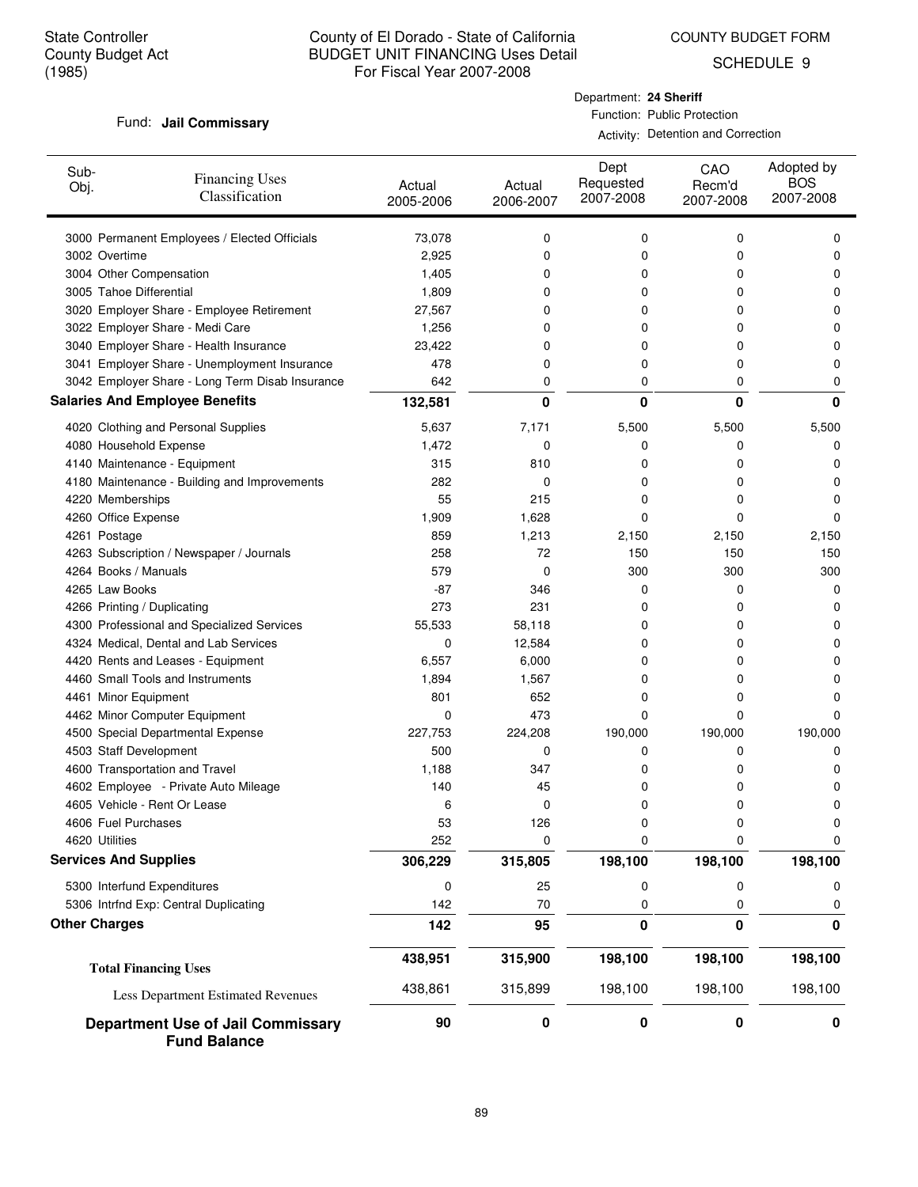State Controller
County Budget Act
(1985)

# County of El Dorado - State of California
## BUDGET UNIT FINANCING Uses Detail
### For Fiscal Year 2007-2008

COUNTY BUDGET FORM

SCHEDULE 9

Fund: **Jail Commissary**

Department: **24 Sheriff**
Function: Public Protection
Activity: Detention and Correction

| Sub-Obj. | Financing Uses Classification | Actual 2005-2006 | Actual 2006-2007 | Dept Requested 2007-2008 | CAO Recm'd 2007-2008 | Adopted by BOS 2007-2008 |
|---|---|---|---|---|---|---|
| 3000 | Permanent Employees / Elected Officials | 73,078 | 0 | 0 | 0 | 0 |
| 3002 | Overtime | 2,925 | 0 | 0 | 0 | 0 |
| 3004 | Other Compensation | 1,405 | 0 | 0 | 0 | 0 |
| 3005 | Tahoe Differential | 1,809 | 0 | 0 | 0 | 0 |
| 3020 | Employer Share - Employee Retirement | 27,567 | 0 | 0 | 0 | 0 |
| 3022 | Employer Share - Medi Care | 1,256 | 0 | 0 | 0 | 0 |
| 3040 | Employer Share - Health Insurance | 23,422 | 0 | 0 | 0 | 0 |
| 3041 | Employer Share - Unemployment Insurance | 478 | 0 | 0 | 0 | 0 |
| 3042 | Employer Share - Long Term Disab Insurance | 642 | 0 | 0 | 0 | 0 |
| **Salaries And Employee Benefits** | | **132,581** | **0** | **0** | **0** | **0** |
| 4020 | Clothing and Personal Supplies | 5,637 | 7,171 | 5,500 | 5,500 | 5,500 |
| 4080 | Household Expense | 1,472 | 0 | 0 | 0 | 0 |
| 4140 | Maintenance - Equipment | 315 | 810 | 0 | 0 | 0 |
| 4180 | Maintenance - Building and Improvements | 282 | 0 | 0 | 0 | 0 |
| 4220 | Memberships | 55 | 215 | 0 | 0 | 0 |
| 4260 | Office Expense | 1,909 | 1,628 | 0 | 0 | 0 |
| 4261 | Postage | 859 | 1,213 | 2,150 | 2,150 | 2,150 |
| 4263 | Subscription / Newspaper / Journals | 258 | 72 | 150 | 150 | 150 |
| 4264 | Books / Manuals | 579 | 0 | 300 | 300 | 300 |
| 4265 | Law Books | -87 | 346 | 0 | 0 | 0 |
| 4266 | Printing / Duplicating | 273 | 231 | 0 | 0 | 0 |
| 4300 | Professional and Specialized Services | 55,533 | 58,118 | 0 | 0 | 0 |
| 4324 | Medical, Dental and Lab Services | 0 | 12,584 | 0 | 0 | 0 |
| 4420 | Rents and Leases - Equipment | 6,557 | 6,000 | 0 | 0 | 0 |
| 4460 | Small Tools and Instruments | 1,894 | 1,567 | 0 | 0 | 0 |
| 4461 | Minor Equipment | 801 | 652 | 0 | 0 | 0 |
| 4462 | Minor Computer Equipment | 0 | 473 | 0 | 0 | 0 |
| 4500 | Special Departmental Expense | 227,753 | 224,208 | 190,000 | 190,000 | 190,000 |
| 4503 | Staff Development | 500 | 0 | 0 | 0 | 0 |
| 4600 | Transportation and Travel | 1,188 | 347 | 0 | 0 | 0 |
| 4602 | Employee - Private Auto Mileage | 140 | 45 | 0 | 0 | 0 |
| 4605 | Vehicle - Rent Or Lease | 6 | 0 | 0 | 0 | 0 |
| 4606 | Fuel Purchases | 53 | 126 | 0 | 0 | 0 |
| 4620 | Utilities | 252 | 0 | 0 | 0 | 0 |
| **Services And Supplies** | | **306,229** | **315,805** | **198,100** | **198,100** | **198,100** |
| 5300 | Interfund Expenditures | 0 | 25 | 0 | 0 | 0 |
| 5306 | Intrfnd Exp: Central Duplicating | 142 | 70 | 0 | 0 | 0 |
| **Other Charges** | | **142** | **95** | **0** | **0** | **0** |
| **Total Financing Uses** | | **438,951** | **315,900** | **198,100** | **198,100** | **198,100** |
| Less Department Estimated Revenues | | 438,861 | 315,899 | 198,100 | 198,100 | 198,100 |
| **Department Use of Jail Commissary Fund Balance** | | **90** | **0** | **0** | **0** | **0** |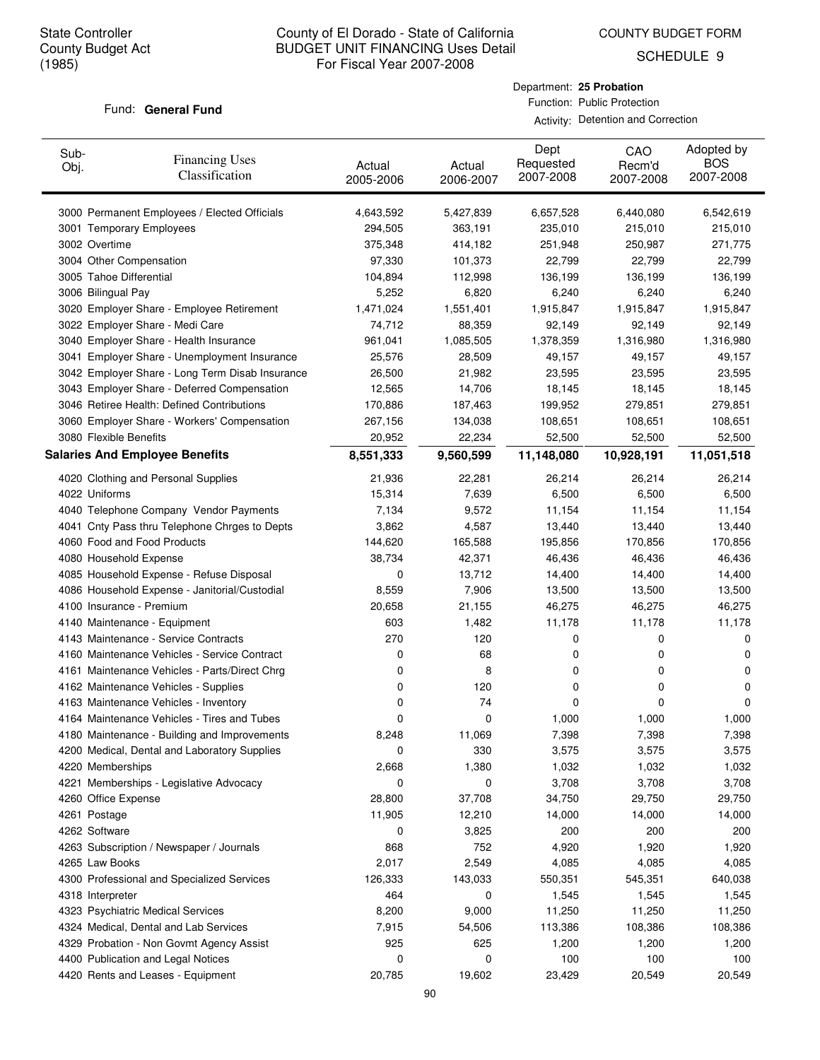State Controller
County Budget Act
(1985)

# County of El Dorado - State of California
## BUDGET UNIT FINANCING Uses Detail
For Fiscal Year 2007-2008

COUNTY BUDGET FORM
SCHEDULE 9

Fund: **General Fund**

Department: **25 Probation**
Function: Public Protection
Activity: Detention and Correction

| Sub-Obj. | Financing Uses Classification | Actual 2005-2006 | Actual 2006-2007 | Dept Requested 2007-2008 | CAO Recm'd 2007-2008 | Adopted by BOS 2007-2008 |
|---|---|---|---|---|---|---|
| 3000 | Permanent Employees / Elected Officials | 4,643,592 | 5,427,839 | 6,657,528 | 6,440,080 | 6,542,619 |
| 3001 | Temporary Employees | 294,505 | 363,191 | 235,010 | 215,010 | 215,010 |
| 3002 | Overtime | 375,348 | 414,182 | 251,948 | 250,987 | 271,775 |
| 3004 | Other Compensation | 97,330 | 101,373 | 22,799 | 22,799 | 22,799 |
| 3005 | Tahoe Differential | 104,894 | 112,998 | 136,199 | 136,199 | 136,199 |
| 3006 | Bilingual Pay | 5,252 | 6,820 | 6,240 | 6,240 | 6,240 |
| 3020 | Employer Share - Employee Retirement | 1,471,024 | 1,551,401 | 1,915,847 | 1,915,847 | 1,915,847 |
| 3022 | Employer Share - Medi Care | 74,712 | 88,359 | 92,149 | 92,149 | 92,149 |
| 3040 | Employer Share - Health Insurance | 961,041 | 1,085,505 | 1,378,359 | 1,316,980 | 1,316,980 |
| 3041 | Employer Share - Unemployment Insurance | 25,576 | 28,509 | 49,157 | 49,157 | 49,157 |
| 3042 | Employer Share - Long Term Disab Insurance | 26,500 | 21,982 | 23,595 | 23,595 | 23,595 |
| 3043 | Employer Share - Deferred Compensation | 12,565 | 14,706 | 18,145 | 18,145 | 18,145 |
| 3046 | Retiree Health: Defined Contributions | 170,886 | 187,463 | 199,952 | 279,851 | 279,851 |
| 3060 | Employer Share - Workers' Compensation | 267,156 | 134,038 | 108,651 | 108,651 | 108,651 |
| 3080 | Flexible Benefits | 20,952 | 22,234 | 52,500 | 52,500 | 52,500 |
| **Salaries And Employee Benefits** | | **8,551,333** | **9,560,599** | **11,148,080** | **10,928,191** | **11,051,518** |
| 4020 | Clothing and Personal Supplies | 21,936 | 22,281 | 26,214 | 26,214 | 26,214 |
| 4022 | Uniforms | 15,314 | 7,639 | 6,500 | 6,500 | 6,500 |
| 4040 | Telephone Company Vendor Payments | 7,134 | 9,572 | 11,154 | 11,154 | 11,154 |
| 4041 | Cnty Pass thru Telephone Chrges to Depts | 3,862 | 4,587 | 13,440 | 13,440 | 13,440 |
| 4060 | Food and Food Products | 144,620 | 165,588 | 195,856 | 170,856 | 170,856 |
| 4080 | Household Expense | 38,734 | 42,371 | 46,436 | 46,436 | 46,436 |
| 4085 | Household Expense - Refuse Disposal | 0 | 13,712 | 14,400 | 14,400 | 14,400 |
| 4086 | Household Expense - Janitorial/Custodial | 8,559 | 7,906 | 13,500 | 13,500 | 13,500 |
| 4100 | Insurance - Premium | 20,658 | 21,155 | 46,275 | 46,275 | 46,275 |
| 4140 | Maintenance - Equipment | 603 | 1,482 | 11,178 | 11,178 | 11,178 |
| 4143 | Maintenance - Service Contracts | 270 | 120 | 0 | 0 | 0 |
| 4160 | Maintenance Vehicles - Service Contract | 0 | 68 | 0 | 0 | 0 |
| 4161 | Maintenance Vehicles - Parts/Direct Chrg | 0 | 8 | 0 | 0 | 0 |
| 4162 | Maintenance Vehicles - Supplies | 0 | 120 | 0 | 0 | 0 |
| 4163 | Maintenance Vehicles - Inventory | 0 | 74 | 0 | 0 | 0 |
| 4164 | Maintenance Vehicles - Tires and Tubes | 0 | 0 | 1,000 | 1,000 | 1,000 |
| 4180 | Maintenance - Building and Improvements | 8,248 | 11,069 | 7,398 | 7,398 | 7,398 |
| 4200 | Medical, Dental and Laboratory Supplies | 0 | 330 | 3,575 | 3,575 | 3,575 |
| 4220 | Memberships | 2,668 | 1,380 | 1,032 | 1,032 | 1,032 |
| 4221 | Memberships - Legislative Advocacy | 0 | 0 | 3,708 | 3,708 | 3,708 |
| 4260 | Office Expense | 28,800 | 37,708 | 34,750 | 29,750 | 29,750 |
| 4261 | Postage | 11,905 | 12,210 | 14,000 | 14,000 | 14,000 |
| 4262 | Software | 0 | 3,825 | 200 | 200 | 200 |
| 4263 | Subscription / Newspaper / Journals | 868 | 752 | 4,920 | 1,920 | 1,920 |
| 4265 | Law Books | 2,017 | 2,549 | 4,085 | 4,085 | 4,085 |
| 4300 | Professional and Specialized Services | 126,333 | 143,033 | 550,351 | 545,351 | 640,038 |
| 4318 | Interpreter | 464 | 0 | 1,545 | 1,545 | 1,545 |
| 4323 | Psychiatric Medical Services | 8,200 | 9,000 | 11,250 | 11,250 | 11,250 |
| 4324 | Medical, Dental and Lab Services | 7,915 | 54,506 | 113,386 | 108,386 | 108,386 |
| 4329 | Probation - Non Govmt Agency Assist | 925 | 625 | 1,200 | 1,200 | 1,200 |
| 4400 | Publication and Legal Notices | 0 | 0 | 100 | 100 | 100 |
| 4420 | Rents and Leases - Equipment | 20,785 | 19,602 | 23,429 | 20,549 | 20,549 |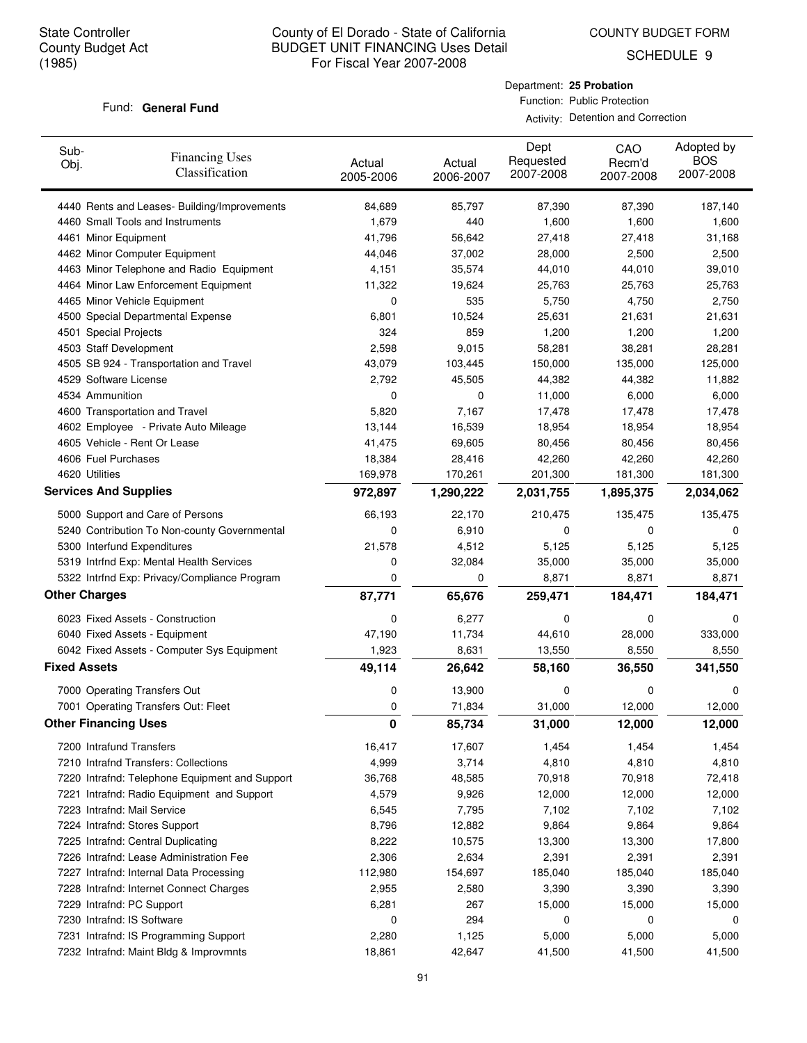State Controller
County Budget Act
(1985)

County of El Dorado - State of California
BUDGET UNIT FINANCING Uses Detail
For Fiscal Year 2007-2008

COUNTY BUDGET FORM
SCHEDULE 9

Fund: **General Fund**

Department: **25 Probation**
Function: Public Protection
Activity: Detention and Correction

| Sub-Obj. | Financing Uses Classification | Actual 2005-2006 | Actual 2006-2007 | Dept Requested 2007-2008 | CAO Recm'd 2007-2008 | Adopted by BOS 2007-2008 |
|---|---|---|---|---|---|---|
| 4440 | Rents and Leases- Building/Improvements | 84,689 | 85,797 | 87,390 | 87,390 | 187,140 |
| 4460 | Small Tools and Instruments | 1,679 | 440 | 1,600 | 1,600 | 1,600 |
| 4461 | Minor Equipment | 41,796 | 56,642 | 27,418 | 27,418 | 31,168 |
| 4462 | Minor Computer Equipment | 44,046 | 37,002 | 28,000 | 2,500 | 2,500 |
| 4463 | Minor Telephone and Radio Equipment | 4,151 | 35,574 | 44,010 | 44,010 | 39,010 |
| 4464 | Minor Law Enforcement Equipment | 11,322 | 19,624 | 25,763 | 25,763 | 25,763 |
| 4465 | Minor Vehicle Equipment | 0 | 535 | 5,750 | 4,750 | 2,750 |
| 4500 | Special Departmental Expense | 6,801 | 10,524 | 25,631 | 21,631 | 21,631 |
| 4501 | Special Projects | 324 | 859 | 1,200 | 1,200 | 1,200 |
| 4503 | Staff Development | 2,598 | 9,015 | 58,281 | 38,281 | 28,281 |
| 4505 | SB 924 - Transportation and Travel | 43,079 | 103,445 | 150,000 | 135,000 | 125,000 |
| 4529 | Software License | 2,792 | 45,505 | 44,382 | 44,382 | 11,882 |
| 4534 | Ammunition | 0 | 0 | 11,000 | 6,000 | 6,000 |
| 4600 | Transportation and Travel | 5,820 | 7,167 | 17,478 | 17,478 | 17,478 |
| 4602 | Employee - Private Auto Mileage | 13,144 | 16,539 | 18,954 | 18,954 | 18,954 |
| 4605 | Vehicle - Rent Or Lease | 41,475 | 69,605 | 80,456 | 80,456 | 80,456 |
| 4606 | Fuel Purchases | 18,384 | 28,416 | 42,260 | 42,260 | 42,260 |
| 4620 | Utilities | 169,978 | 170,261 | 201,300 | 181,300 | 181,300 |
| **Services And Supplies** | | **972,897** | **1,290,222** | **2,031,755** | **1,895,375** | **2,034,062** |
| 5000 | Support and Care of Persons | 66,193 | 22,170 | 210,475 | 135,475 | 135,475 |
| 5240 | Contribution To Non-county Governmental | 0 | 6,910 | 0 | 0 | 0 |
| 5300 | Interfund Expenditures | 21,578 | 4,512 | 5,125 | 5,125 | 5,125 |
| 5319 | Intrfnd Exp: Mental Health Services | 0 | 32,084 | 35,000 | 35,000 | 35,000 |
| 5322 | Intrfnd Exp: Privacy/Compliance Program | 0 | 0 | 8,871 | 8,871 | 8,871 |
| **Other Charges** | | **87,771** | **65,676** | **259,471** | **184,471** | **184,471** |
| 6023 | Fixed Assets - Construction | 0 | 6,277 | 0 | 0 | 0 |
| 6040 | Fixed Assets - Equipment | 47,190 | 11,734 | 44,610 | 28,000 | 333,000 |
| 6042 | Fixed Assets - Computer Sys Equipment | 1,923 | 8,631 | 13,550 | 8,550 | 8,550 |
| **Fixed Assets** | | **49,114** | **26,642** | **58,160** | **36,550** | **341,550** |
| 7000 | Operating Transfers Out | 0 | 13,900 | 0 | 0 | 0 |
| 7001 | Operating Transfers Out: Fleet | 0 | 71,834 | 31,000 | 12,000 | 12,000 |
| **Other Financing Uses** | | **0** | **85,734** | **31,000** | **12,000** | **12,000** |
| 7200 | Intrafund Transfers | 16,417 | 17,607 | 1,454 | 1,454 | 1,454 |
| 7210 | Intrafnd Transfers: Collections | 4,999 | 3,714 | 4,810 | 4,810 | 4,810 |
| 7220 | Intrafnd: Telephone Equipment and Support | 36,768 | 48,585 | 70,918 | 70,918 | 72,418 |
| 7221 | Intrafnd: Radio Equipment and Support | 4,579 | 9,926 | 12,000 | 12,000 | 12,000 |
| 7223 | Intrafnd: Mail Service | 6,545 | 7,795 | 7,102 | 7,102 | 7,102 |
| 7224 | Intrafnd: Stores Support | 8,796 | 12,882 | 9,864 | 9,864 | 9,864 |
| 7225 | Intrafnd: Central Duplicating | 8,222 | 10,575 | 13,300 | 13,300 | 17,800 |
| 7226 | Intrafnd: Lease Administration Fee | 2,306 | 2,634 | 2,391 | 2,391 | 2,391 |
| 7227 | Intrafnd: Internal Data Processing | 112,980 | 154,697 | 185,040 | 185,040 | 185,040 |
| 7228 | Intrafnd: Internet Connect Charges | 2,955 | 2,580 | 3,390 | 3,390 | 3,390 |
| 7229 | Intrafnd: PC Support | 6,281 | 267 | 15,000 | 15,000 | 15,000 |
| 7230 | Intrafnd: IS Software | 0 | 294 | 0 | 0 | 0 |
| 7231 | Intrafnd: IS Programming Support | 2,280 | 1,125 | 5,000 | 5,000 | 5,000 |
| 7232 | Intrafnd: Maint Bldg & Improvmnts | 18,861 | 42,647 | 41,500 | 41,500 | 41,500 |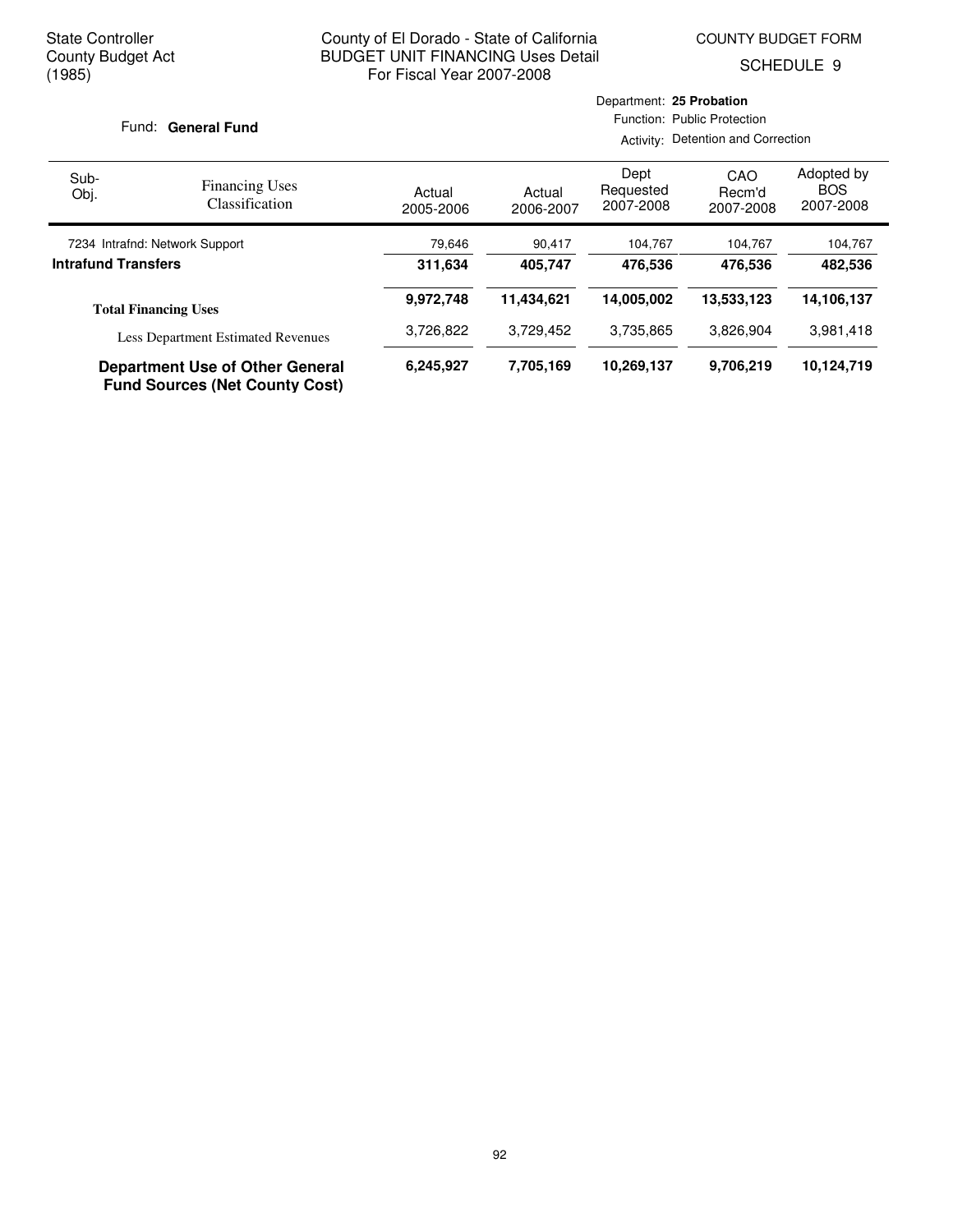State Controller
County Budget Act
(1985)

County of El Dorado - State of California
BUDGET UNIT FINANCING Uses Detail
For Fiscal Year 2007-2008

COUNTY BUDGET FORM
SCHEDULE 9

Fund: **General Fund**

Department: **25 Probation**
Function: Public Protection
Activity: Detention and Correction

| Sub-Obj. | Financing Uses Classification | Actual 2005-2006 | Actual 2006-2007 | Dept Requested 2007-2008 | CAO Recm'd 2007-2008 | Adopted by BOS 2007-2008 |
|---|---|---|---|---|---|---|
| 7234 | Intrafnd: Network Support | 79,646 | 90,417 | 104,767 | 104,767 | 104,767 |
| **Intrafund Transfers** | | **311,634** | **405,747** | **476,536** | **476,536** | **482,536** |
| **Total Financing Uses** | | **9,972,748** | **11,434,621** | **14,005,002** | **13,533,123** | **14,106,137** |
| | Less Department Estimated Revenues | 3,726,822 | 3,729,452 | 3,735,865 | 3,826,904 | 3,981,418 |
| **Department Use of Other General Fund Sources (Net County Cost)** | | **6,245,927** | **7,705,169** | **10,269,137** | **9,706,219** | **10,124,719** |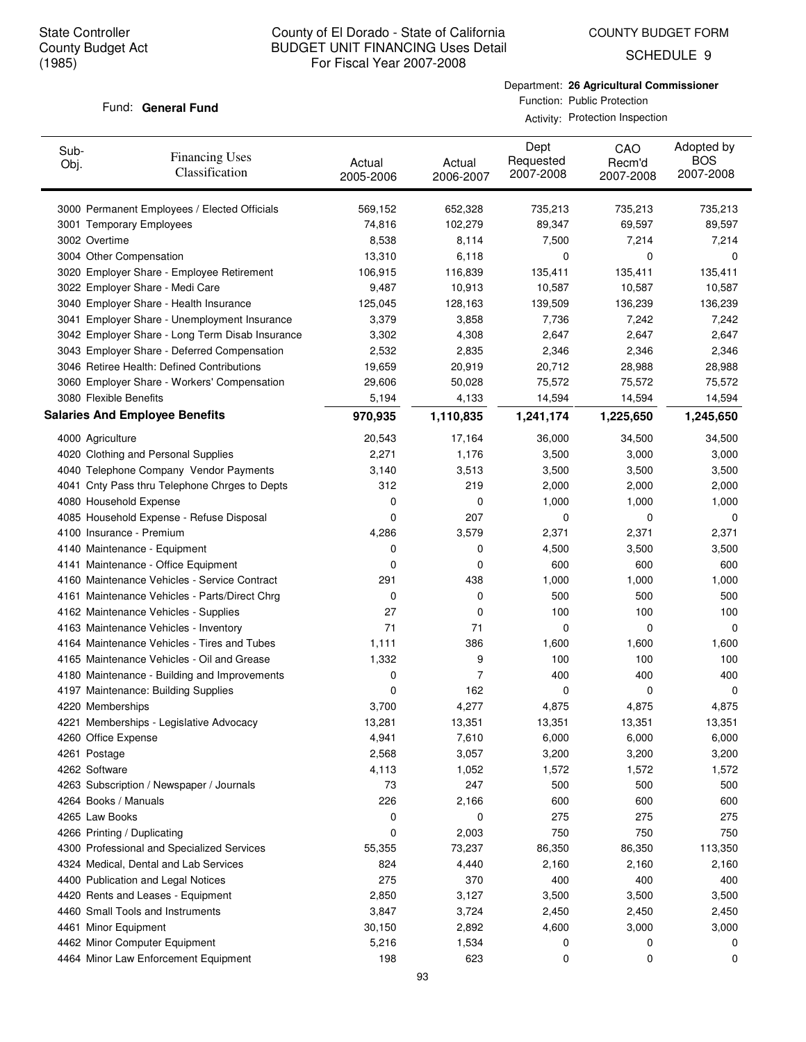State Controller
County Budget Act
(1985)

County of El Dorado - State of California
BUDGET UNIT FINANCING Uses Detail
For Fiscal Year 2007-2008

COUNTY BUDGET FORM
SCHEDULE 9

Fund: **General Fund**

Department: **26 Agricultural Commissioner**
Function: Public Protection
Activity: Protection Inspection

| Sub-Obj. | Financing Uses Classification | Actual 2005-2006 | Actual 2006-2007 | Dept Requested 2007-2008 | CAO Recm'd 2007-2008 | Adopted by BOS 2007-2008 |
|---|---|---|---|---|---|---|
| 3000 | Permanent Employees / Elected Officials | 569,152 | 652,328 | 735,213 | 735,213 | 735,213 |
| 3001 | Temporary Employees | 74,816 | 102,279 | 89,347 | 69,597 | 89,597 |
| 3002 | Overtime | 8,538 | 8,114 | 7,500 | 7,214 | 7,214 |
| 3004 | Other Compensation | 13,310 | 6,118 | 0 | 0 | 0 |
| 3020 | Employer Share - Employee Retirement | 106,915 | 116,839 | 135,411 | 135,411 | 135,411 |
| 3022 | Employer Share - Medi Care | 9,487 | 10,913 | 10,587 | 10,587 | 10,587 |
| 3040 | Employer Share - Health Insurance | 125,045 | 128,163 | 139,509 | 136,239 | 136,239 |
| 3041 | Employer Share - Unemployment Insurance | 3,379 | 3,858 | 7,736 | 7,242 | 7,242 |
| 3042 | Employer Share - Long Term Disab Insurance | 3,302 | 4,308 | 2,647 | 2,647 | 2,647 |
| 3043 | Employer Share - Deferred Compensation | 2,532 | 2,835 | 2,346 | 2,346 | 2,346 |
| 3046 | Retiree Health: Defined Contributions | 19,659 | 20,919 | 20,712 | 28,988 | 28,988 |
| 3060 | Employer Share - Workers' Compensation | 29,606 | 50,028 | 75,572 | 75,572 | 75,572 |
| 3080 | Flexible Benefits | 5,194 | 4,133 | 14,594 | 14,594 | 14,594 |
| **Salaries And Employee Benefits** | | **970,935** | **1,110,835** | **1,241,174** | **1,225,650** | **1,245,650** |
| 4000 | Agriculture | 20,543 | 17,164 | 36,000 | 34,500 | 34,500 |
| 4020 | Clothing and Personal Supplies | 2,271 | 1,176 | 3,500 | 3,000 | 3,000 |
| 4040 | Telephone Company Vendor Payments | 3,140 | 3,513 | 3,500 | 3,500 | 3,500 |
| 4041 | Cnty Pass thru Telephone Chrges to Depts | 312 | 219 | 2,000 | 2,000 | 2,000 |
| 4080 | Household Expense | 0 | 0 | 1,000 | 1,000 | 1,000 |
| 4085 | Household Expense - Refuse Disposal | 0 | 207 | 0 | 0 | 0 |
| 4100 | Insurance - Premium | 4,286 | 3,579 | 2,371 | 2,371 | 2,371 |
| 4140 | Maintenance - Equipment | 0 | 0 | 4,500 | 3,500 | 3,500 |
| 4141 | Maintenance - Office Equipment | 0 | 0 | 600 | 600 | 600 |
| 4160 | Maintenance Vehicles - Service Contract | 291 | 438 | 1,000 | 1,000 | 1,000 |
| 4161 | Maintenance Vehicles - Parts/Direct Chrg | 0 | 0 | 500 | 500 | 500 |
| 4162 | Maintenance Vehicles - Supplies | 27 | 0 | 100 | 100 | 100 |
| 4163 | Maintenance Vehicles - Inventory | 71 | 71 | 0 | 0 | 0 |
| 4164 | Maintenance Vehicles - Tires and Tubes | 1,111 | 386 | 1,600 | 1,600 | 1,600 |
| 4165 | Maintenance Vehicles - Oil and Grease | 1,332 | 9 | 100 | 100 | 100 |
| 4180 | Maintenance - Building and Improvements | 0 | 7 | 400 | 400 | 400 |
| 4197 | Maintenance: Building Supplies | 0 | 162 | 0 | 0 | 0 |
| 4220 | Memberships | 3,700 | 4,277 | 4,875 | 4,875 | 4,875 |
| 4221 | Memberships - Legislative Advocacy | 13,281 | 13,351 | 13,351 | 13,351 | 13,351 |
| 4260 | Office Expense | 4,941 | 7,610 | 6,000 | 6,000 | 6,000 |
| 4261 | Postage | 2,568 | 3,057 | 3,200 | 3,200 | 3,200 |
| 4262 | Software | 4,113 | 1,052 | 1,572 | 1,572 | 1,572 |
| 4263 | Subscription / Newspaper / Journals | 73 | 247 | 500 | 500 | 500 |
| 4264 | Books / Manuals | 226 | 2,166 | 600 | 600 | 600 |
| 4265 | Law Books | 0 | 0 | 275 | 275 | 275 |
| 4266 | Printing / Duplicating | 0 | 2,003 | 750 | 750 | 750 |
| 4300 | Professional and Specialized Services | 55,355 | 73,237 | 86,350 | 86,350 | 113,350 |
| 4324 | Medical, Dental and Lab Services | 824 | 4,440 | 2,160 | 2,160 | 2,160 |
| 4400 | Publication and Legal Notices | 275 | 370 | 400 | 400 | 400 |
| 4420 | Rents and Leases - Equipment | 2,850 | 3,127 | 3,500 | 3,500 | 3,500 |
| 4460 | Small Tools and Instruments | 3,847 | 3,724 | 2,450 | 2,450 | 2,450 |
| 4461 | Minor Equipment | 30,150 | 2,892 | 4,600 | 3,000 | 3,000 |
| 4462 | Minor Computer Equipment | 5,216 | 1,534 | 0 | 0 | 0 |
| 4464 | Minor Law Enforcement Equipment | 198 | 623 | 0 | 0 | 0 |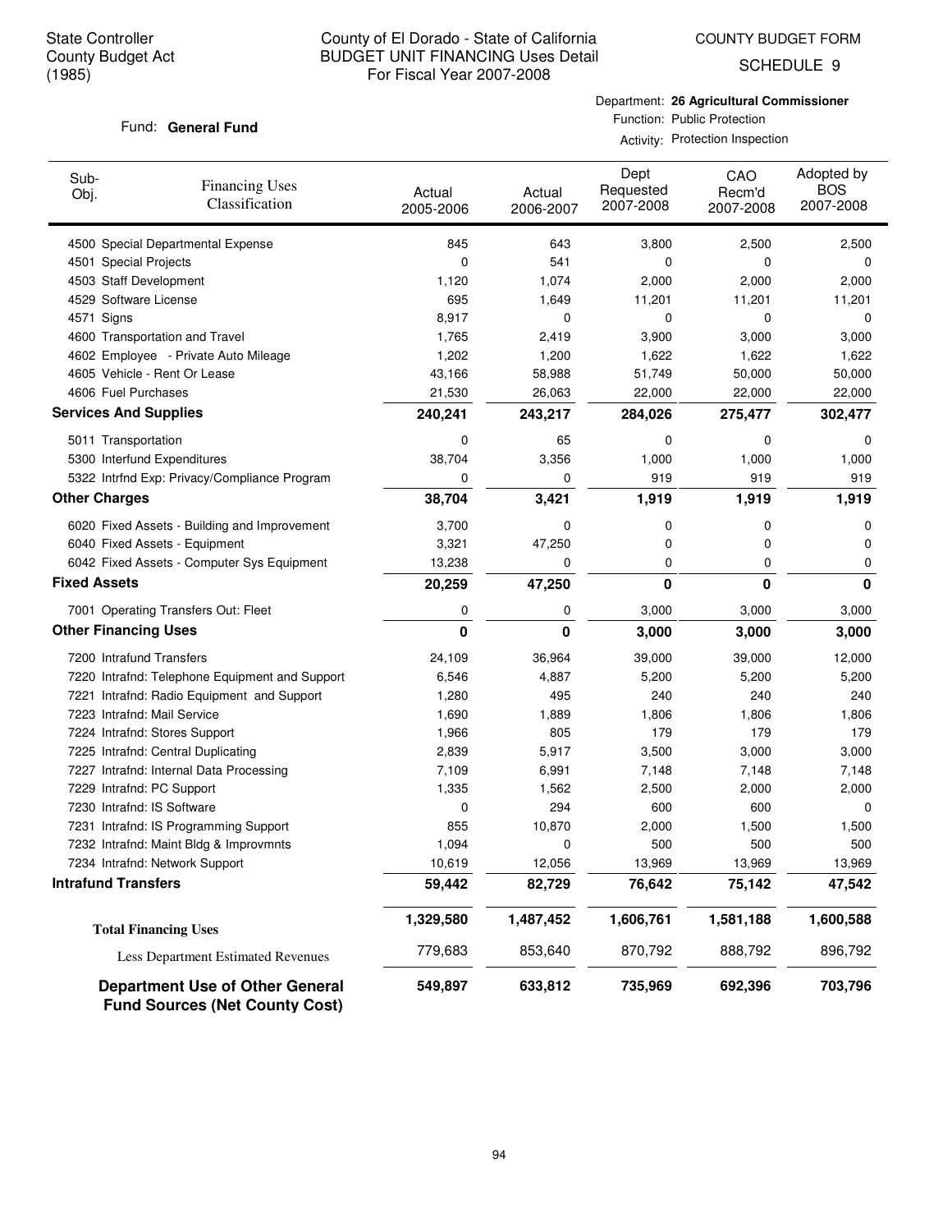State Controller
County Budget Act
(1985)

# County of El Dorado - State of California
## BUDGET UNIT FINANCING Uses Detail
For Fiscal Year 2007-2008

COUNTY BUDGET FORM
SCHEDULE 9

Fund: **General Fund**

Department: **26 Agricultural Commissioner**
Function: Public Protection
Activity: Protection Inspection

| Sub-Obj. | Financing Uses Classification | Actual 2005-2006 | Actual 2006-2007 | Dept Requested 2007-2008 | CAO Recm'd 2007-2008 | Adopted by BOS 2007-2008 |
|---|---|---|---|---|---|---|
| 4500 | Special Departmental Expense | 845 | 643 | 3,800 | 2,500 | 2,500 |
| 4501 | Special Projects | 0 | 541 | 0 | 0 | 0 |
| 4503 | Staff Development | 1,120 | 1,074 | 2,000 | 2,000 | 2,000 |
| 4529 | Software License | 695 | 1,649 | 11,201 | 11,201 | 11,201 |
| 4571 | Signs | 8,917 | 0 | 0 | 0 | 0 |
| 4600 | Transportation and Travel | 1,765 | 2,419 | 3,900 | 3,000 | 3,000 |
| 4602 | Employee - Private Auto Mileage | 1,202 | 1,200 | 1,622 | 1,622 | 1,622 |
| 4605 | Vehicle - Rent Or Lease | 43,166 | 58,988 | 51,749 | 50,000 | 50,000 |
| 4606 | Fuel Purchases | 21,530 | 26,063 | 22,000 | 22,000 | 22,000 |
| **Services And Supplies** | | **240,241** | **243,217** | **284,026** | **275,477** | **302,477** |
| 5011 | Transportation | 0 | 65 | 0 | 0 | 0 |
| 5300 | Interfund Expenditures | 38,704 | 3,356 | 1,000 | 1,000 | 1,000 |
| 5322 | Intrfnd Exp: Privacy/Compliance Program | 0 | 0 | 919 | 919 | 919 |
| **Other Charges** | | **38,704** | **3,421** | **1,919** | **1,919** | **1,919** |
| 6020 | Fixed Assets - Building and Improvement | 3,700 | 0 | 0 | 0 | 0 |
| 6040 | Fixed Assets - Equipment | 3,321 | 47,250 | 0 | 0 | 0 |
| 6042 | Fixed Assets - Computer Sys Equipment | 13,238 | 0 | 0 | 0 | 0 |
| **Fixed Assets** | | **20,259** | **47,250** | **0** | **0** | **0** |
| 7001 | Operating Transfers Out: Fleet | 0 | 0 | 3,000 | 3,000 | 3,000 |
| **Other Financing Uses** | | **0** | **0** | **3,000** | **3,000** | **3,000** |
| 7200 | Intrafund Transfers | 24,109 | 36,964 | 39,000 | 39,000 | 12,000 |
| 7220 | Intrafnd: Telephone Equipment and Support | 6,546 | 4,887 | 5,200 | 5,200 | 5,200 |
| 7221 | Intrafnd: Radio Equipment and Support | 1,280 | 495 | 240 | 240 | 240 |
| 7223 | Intrafnd: Mail Service | 1,690 | 1,889 | 1,806 | 1,806 | 1,806 |
| 7224 | Intrafnd: Stores Support | 1,966 | 805 | 179 | 179 | 179 |
| 7225 | Intrafnd: Central Duplicating | 2,839 | 5,917 | 3,500 | 3,000 | 3,000 |
| 7227 | Intrafnd: Internal Data Processing | 7,109 | 6,991 | 7,148 | 7,148 | 7,148 |
| 7229 | Intrafnd: PC Support | 1,335 | 1,562 | 2,500 | 2,000 | 2,000 |
| 7230 | Intrafnd: IS Software | 0 | 294 | 600 | 600 | 0 |
| 7231 | Intrafnd: IS Programming Support | 855 | 10,870 | 2,000 | 1,500 | 1,500 |
| 7232 | Intrafnd: Maint Bldg & Improvmnts | 1,094 | 0 | 500 | 500 | 500 |
| 7234 | Intrafnd: Network Support | 10,619 | 12,056 | 13,969 | 13,969 | 13,969 |
| **Intrafund Transfers** | | **59,442** | **82,729** | **76,642** | **75,142** | **47,542** |
| **Total Financing Uses** | | **1,329,580** | **1,487,452** | **1,606,761** | **1,581,188** | **1,600,588** |
| Less Department Estimated Revenues | | 779,683 | 853,640 | 870,792 | 888,792 | 896,792 |
| **Department Use of Other General Fund Sources (Net County Cost)** | | **549,897** | **633,812** | **735,969** | **692,396** | **703,796** |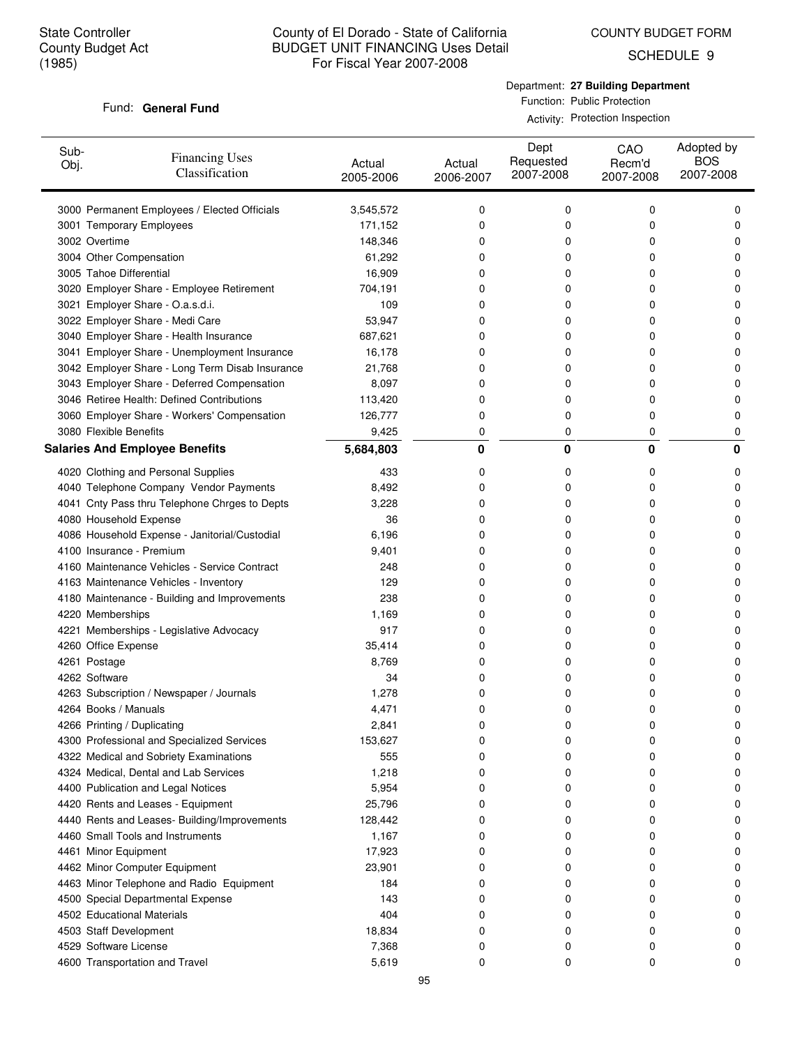State Controller
County Budget Act
(1985)

# County of El Dorado - State of California
## BUDGET UNIT FINANCING Uses Detail
For Fiscal Year 2007-2008

COUNTY BUDGET FORM

SCHEDULE 9

Fund: **General Fund**

Department: **27 Building Department**
Function: Public Protection
Activity: Protection Inspection

| Sub-Obj. | Financing Uses Classification | Actual 2005-2006 | Actual 2006-2007 | Dept Requested 2007-2008 | CAO Recm'd 2007-2008 | Adopted by BOS 2007-2008 |
|---|---|---|---|---|---|---|
| 3000 | Permanent Employees / Elected Officials | 3,545,572 | 0 | 0 | 0 | 0 |
| 3001 | Temporary Employees | 171,152 | 0 | 0 | 0 | 0 |
| 3002 | Overtime | 148,346 | 0 | 0 | 0 | 0 |
| 3004 | Other Compensation | 61,292 | 0 | 0 | 0 | 0 |
| 3005 | Tahoe Differential | 16,909 | 0 | 0 | 0 | 0 |
| 3020 | Employer Share - Employee Retirement | 704,191 | 0 | 0 | 0 | 0 |
| 3021 | Employer Share - O.a.s.d.i. | 109 | 0 | 0 | 0 | 0 |
| 3022 | Employer Share - Medi Care | 53,947 | 0 | 0 | 0 | 0 |
| 3040 | Employer Share - Health Insurance | 687,621 | 0 | 0 | 0 | 0 |
| 3041 | Employer Share - Unemployment Insurance | 16,178 | 0 | 0 | 0 | 0 |
| 3042 | Employer Share - Long Term Disab Insurance | 21,768 | 0 | 0 | 0 | 0 |
| 3043 | Employer Share - Deferred Compensation | 8,097 | 0 | 0 | 0 | 0 |
| 3046 | Retiree Health: Defined Contributions | 113,420 | 0 | 0 | 0 | 0 |
| 3060 | Employer Share - Workers' Compensation | 126,777 | 0 | 0 | 0 | 0 |
| 3080 | Flexible Benefits | 9,425 | 0 | 0 | 0 | 0 |
| **Salaries And Employee Benefits** | | **5,684,803** | **0** | **0** | **0** | **0** |
| 4020 | Clothing and Personal Supplies | 433 | 0 | 0 | 0 | 0 |
| 4040 | Telephone Company Vendor Payments | 8,492 | 0 | 0 | 0 | 0 |
| 4041 | Cnty Pass thru Telephone Chrges to Depts | 3,228 | 0 | 0 | 0 | 0 |
| 4080 | Household Expense | 36 | 0 | 0 | 0 | 0 |
| 4086 | Household Expense - Janitorial/Custodial | 6,196 | 0 | 0 | 0 | 0 |
| 4100 | Insurance - Premium | 9,401 | 0 | 0 | 0 | 0 |
| 4160 | Maintenance Vehicles - Service Contract | 248 | 0 | 0 | 0 | 0 |
| 4163 | Maintenance Vehicles - Inventory | 129 | 0 | 0 | 0 | 0 |
| 4180 | Maintenance - Building and Improvements | 238 | 0 | 0 | 0 | 0 |
| 4220 | Memberships | 1,169 | 0 | 0 | 0 | 0 |
| 4221 | Memberships - Legislative Advocacy | 917 | 0 | 0 | 0 | 0 |
| 4260 | Office Expense | 35,414 | 0 | 0 | 0 | 0 |
| 4261 | Postage | 8,769 | 0 | 0 | 0 | 0 |
| 4262 | Software | 34 | 0 | 0 | 0 | 0 |
| 4263 | Subscription / Newspaper / Journals | 1,278 | 0 | 0 | 0 | 0 |
| 4264 | Books / Manuals | 4,471 | 0 | 0 | 0 | 0 |
| 4266 | Printing / Duplicating | 2,841 | 0 | 0 | 0 | 0 |
| 4300 | Professional and Specialized Services | 153,627 | 0 | 0 | 0 | 0 |
| 4322 | Medical and Sobriety Examinations | 555 | 0 | 0 | 0 | 0 |
| 4324 | Medical, Dental and Lab Services | 1,218 | 0 | 0 | 0 | 0 |
| 4400 | Publication and Legal Notices | 5,954 | 0 | 0 | 0 | 0 |
| 4420 | Rents and Leases - Equipment | 25,796 | 0 | 0 | 0 | 0 |
| 4440 | Rents and Leases- Building/Improvements | 128,442 | 0 | 0 | 0 | 0 |
| 4460 | Small Tools and Instruments | 1,167 | 0 | 0 | 0 | 0 |
| 4461 | Minor Equipment | 17,923 | 0 | 0 | 0 | 0 |
| 4462 | Minor Computer Equipment | 23,901 | 0 | 0 | 0 | 0 |
| 4463 | Minor Telephone and Radio Equipment | 184 | 0 | 0 | 0 | 0 |
| 4500 | Special Departmental Expense | 143 | 0 | 0 | 0 | 0 |
| 4502 | Educational Materials | 404 | 0 | 0 | 0 | 0 |
| 4503 | Staff Development | 18,834 | 0 | 0 | 0 | 0 |
| 4529 | Software License | 7,368 | 0 | 0 | 0 | 0 |
| 4600 | Transportation and Travel | 5,619 | 0 | 0 | 0 | 0 |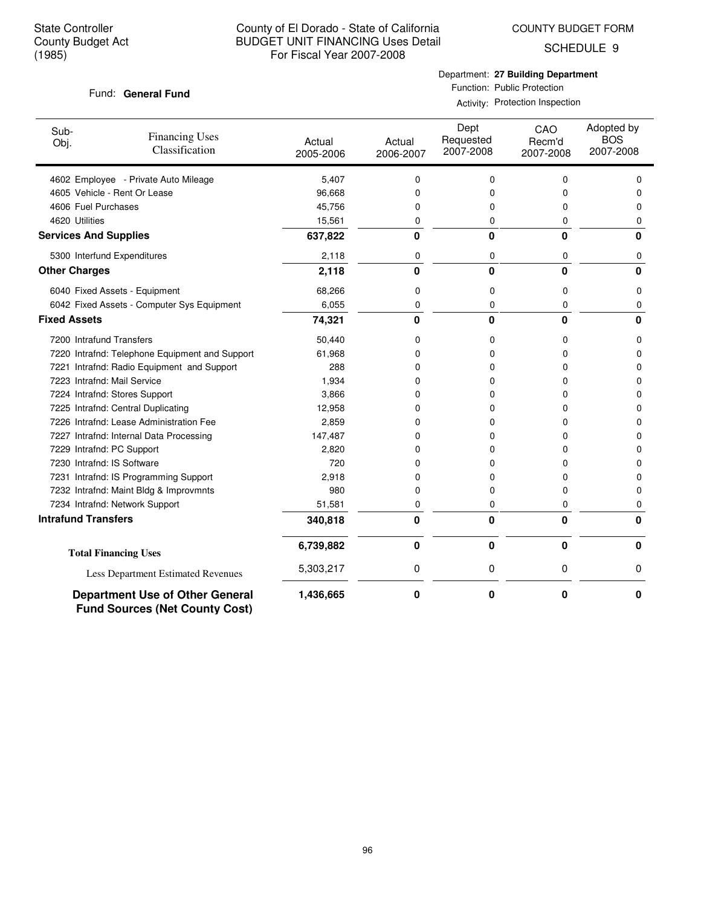State Controller
County Budget Act
(1985)

# County of El Dorado - State of California
## BUDGET UNIT FINANCING Uses Detail
For Fiscal Year 2007-2008

COUNTY BUDGET FORM

SCHEDULE 9

Fund: **General Fund**

Department: **27 Building Department**
Function: Public Protection
Activity: Protection Inspection

| Sub-Obj. | Financing Uses Classification | Actual 2005-2006 | Actual 2006-2007 | Dept Requested 2007-2008 | CAO Recm'd 2007-2008 | Adopted by BOS 2007-2008 |
|---|---|---|---|---|---|---|
| 4602 | Employee - Private Auto Mileage | 5,407 | 0 | 0 | 0 | 0 |
| 4605 | Vehicle - Rent Or Lease | 96,668 | 0 | 0 | 0 | 0 |
| 4606 | Fuel Purchases | 45,756 | 0 | 0 | 0 | 0 |
| 4620 | Utilities | 15,561 | 0 | 0 | 0 | 0 |
| **Services And Supplies** | | **637,822** | **0** | **0** | **0** | **0** |
| 5300 | Interfund Expenditures | 2,118 | 0 | 0 | 0 | 0 |
| **Other Charges** | | **2,118** | **0** | **0** | **0** | **0** |
| 6040 | Fixed Assets - Equipment | 68,266 | 0 | 0 | 0 | 0 |
| 6042 | Fixed Assets - Computer Sys Equipment | 6,055 | 0 | 0 | 0 | 0 |
| **Fixed Assets** | | **74,321** | **0** | **0** | **0** | **0** |
| 7200 | Intrafund Transfers | 50,440 | 0 | 0 | 0 | 0 |
| 7220 | Intrafnd: Telephone Equipment and Support | 61,968 | 0 | 0 | 0 | 0 |
| 7221 | Intrafnd: Radio Equipment and Support | 288 | 0 | 0 | 0 | 0 |
| 7223 | Intrafnd: Mail Service | 1,934 | 0 | 0 | 0 | 0 |
| 7224 | Intrafnd: Stores Support | 3,866 | 0 | 0 | 0 | 0 |
| 7225 | Intrafnd: Central Duplicating | 12,958 | 0 | 0 | 0 | 0 |
| 7226 | Intrafnd: Lease Administration Fee | 2,859 | 0 | 0 | 0 | 0 |
| 7227 | Intrafnd: Internal Data Processing | 147,487 | 0 | 0 | 0 | 0 |
| 7229 | Intrafnd: PC Support | 2,820 | 0 | 0 | 0 | 0 |
| 7230 | Intrafnd: IS Software | 720 | 0 | 0 | 0 | 0 |
| 7231 | Intrafnd: IS Programming Support | 2,918 | 0 | 0 | 0 | 0 |
| 7232 | Intrafnd: Maint Bldg & Improvmnts | 980 | 0 | 0 | 0 | 0 |
| 7234 | Intrafnd: Network Support | 51,581 | 0 | 0 | 0 | 0 |
| **Intrafund Transfers** | | **340,818** | **0** | **0** | **0** | **0** |
| **Total Financing Uses** | | **6,739,882** | **0** | **0** | **0** | **0** |
| Less Department Estimated Revenues | | 5,303,217 | 0 | 0 | 0 | 0 |
| **Department Use of Other General Fund Sources (Net County Cost)** | | **1,436,665** | **0** | **0** | **0** | **0** |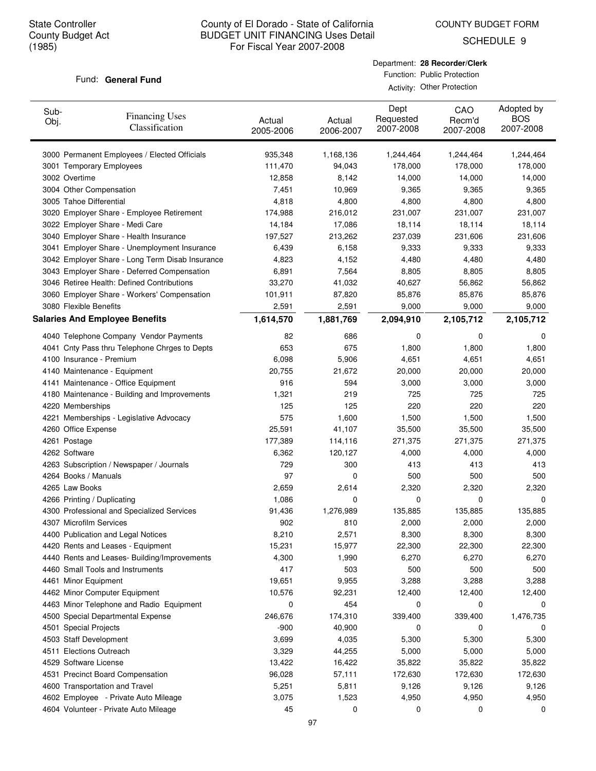State Controller
County Budget Act
(1985)

# County of El Dorado - State of California
## BUDGET UNIT FINANCING Uses Detail
### For Fiscal Year 2007-2008

COUNTY BUDGET FORM

SCHEDULE 9

Fund: **General Fund**

Department: **28 Recorder/Clerk**
Function: Public Protection
Activity: Other Protection

| Sub-Obj. | Financing Uses Classification | Actual 2005-2006 | Actual 2006-2007 | Dept Requested 2007-2008 | CAO Recm'd 2007-2008 | Adopted by BOS 2007-2008 |
|---|---|---|---|---|---|---|
| 3000 | Permanent Employees / Elected Officials | 935,348 | 1,168,136 | 1,244,464 | 1,244,464 | 1,244,464 |
| 3001 | Temporary Employees | 111,470 | 94,043 | 178,000 | 178,000 | 178,000 |
| 3002 | Overtime | 12,858 | 8,142 | 14,000 | 14,000 | 14,000 |
| 3004 | Other Compensation | 7,451 | 10,969 | 9,365 | 9,365 | 9,365 |
| 3005 | Tahoe Differential | 4,818 | 4,800 | 4,800 | 4,800 | 4,800 |
| 3020 | Employer Share - Employee Retirement | 174,988 | 216,012 | 231,007 | 231,007 | 231,007 |
| 3022 | Employer Share - Medi Care | 14,184 | 17,086 | 18,114 | 18,114 | 18,114 |
| 3040 | Employer Share - Health Insurance | 197,527 | 213,262 | 237,039 | 231,606 | 231,606 |
| 3041 | Employer Share - Unemployment Insurance | 6,439 | 6,158 | 9,333 | 9,333 | 9,333 |
| 3042 | Employer Share - Long Term Disab Insurance | 4,823 | 4,152 | 4,480 | 4,480 | 4,480 |
| 3043 | Employer Share - Deferred Compensation | 6,891 | 7,564 | 8,805 | 8,805 | 8,805 |
| 3046 | Retiree Health: Defined Contributions | 33,270 | 41,032 | 40,627 | 56,862 | 56,862 |
| 3060 | Employer Share - Workers' Compensation | 101,911 | 87,820 | 85,876 | 85,876 | 85,876 |
| 3080 | Flexible Benefits | 2,591 | 2,591 | 9,000 | 9,000 | 9,000 |
| **Salaries And Employee Benefits** | | **1,614,570** | **1,881,769** | **2,094,910** | **2,105,712** | **2,105,712** |
| 4040 | Telephone Company Vendor Payments | 82 | 686 | 0 | 0 | 0 |
| 4041 | Cnty Pass thru Telephone Chrges to Depts | 653 | 675 | 1,800 | 1,800 | 1,800 |
| 4100 | Insurance - Premium | 6,098 | 5,906 | 4,651 | 4,651 | 4,651 |
| 4140 | Maintenance - Equipment | 20,755 | 21,672 | 20,000 | 20,000 | 20,000 |
| 4141 | Maintenance - Office Equipment | 916 | 594 | 3,000 | 3,000 | 3,000 |
| 4180 | Maintenance - Building and Improvements | 1,321 | 219 | 725 | 725 | 725 |
| 4220 | Memberships | 125 | 125 | 220 | 220 | 220 |
| 4221 | Memberships - Legislative Advocacy | 575 | 1,600 | 1,500 | 1,500 | 1,500 |
| 4260 | Office Expense | 25,591 | 41,107 | 35,500 | 35,500 | 35,500 |
| 4261 | Postage | 177,389 | 114,116 | 271,375 | 271,375 | 271,375 |
| 4262 | Software | 6,362 | 120,127 | 4,000 | 4,000 | 4,000 |
| 4263 | Subscription / Newspaper / Journals | 729 | 300 | 413 | 413 | 413 |
| 4264 | Books / Manuals | 97 | 0 | 500 | 500 | 500 |
| 4265 | Law Books | 2,659 | 2,614 | 2,320 | 2,320 | 2,320 |
| 4266 | Printing / Duplicating | 1,086 | 0 | 0 | 0 | 0 |
| 4300 | Professional and Specialized Services | 91,436 | 1,276,989 | 135,885 | 135,885 | 135,885 |
| 4307 | Microfilm Services | 902 | 810 | 2,000 | 2,000 | 2,000 |
| 4400 | Publication and Legal Notices | 8,210 | 2,571 | 8,300 | 8,300 | 8,300 |
| 4420 | Rents and Leases - Equipment | 15,231 | 15,977 | 22,300 | 22,300 | 22,300 |
| 4440 | Rents and Leases- Building/Improvements | 4,300 | 1,990 | 6,270 | 6,270 | 6,270 |
| 4460 | Small Tools and Instruments | 417 | 503 | 500 | 500 | 500 |
| 4461 | Minor Equipment | 19,651 | 9,955 | 3,288 | 3,288 | 3,288 |
| 4462 | Minor Computer Equipment | 10,576 | 92,231 | 12,400 | 12,400 | 12,400 |
| 4463 | Minor Telephone and Radio Equipment | 0 | 454 | 0 | 0 | 0 |
| 4500 | Special Departmental Expense | 246,676 | 174,310 | 339,400 | 339,400 | 1,476,735 |
| 4501 | Special Projects | -900 | 40,900 | 0 | 0 | 0 |
| 4503 | Staff Development | 3,699 | 4,035 | 5,300 | 5,300 | 5,300 |
| 4511 | Elections Outreach | 3,329 | 44,255 | 5,000 | 5,000 | 5,000 |
| 4529 | Software License | 13,422 | 16,422 | 35,822 | 35,822 | 35,822 |
| 4531 | Precinct Board Compensation | 96,028 | 57,111 | 172,630 | 172,630 | 172,630 |
| 4600 | Transportation and Travel | 5,251 | 5,811 | 9,126 | 9,126 | 9,126 |
| 4602 | Employee - Private Auto Mileage | 3,075 | 1,523 | 4,950 | 4,950 | 4,950 |
| 4604 | Volunteer - Private Auto Mileage | 45 | 0 | 0 | 0 | 0 |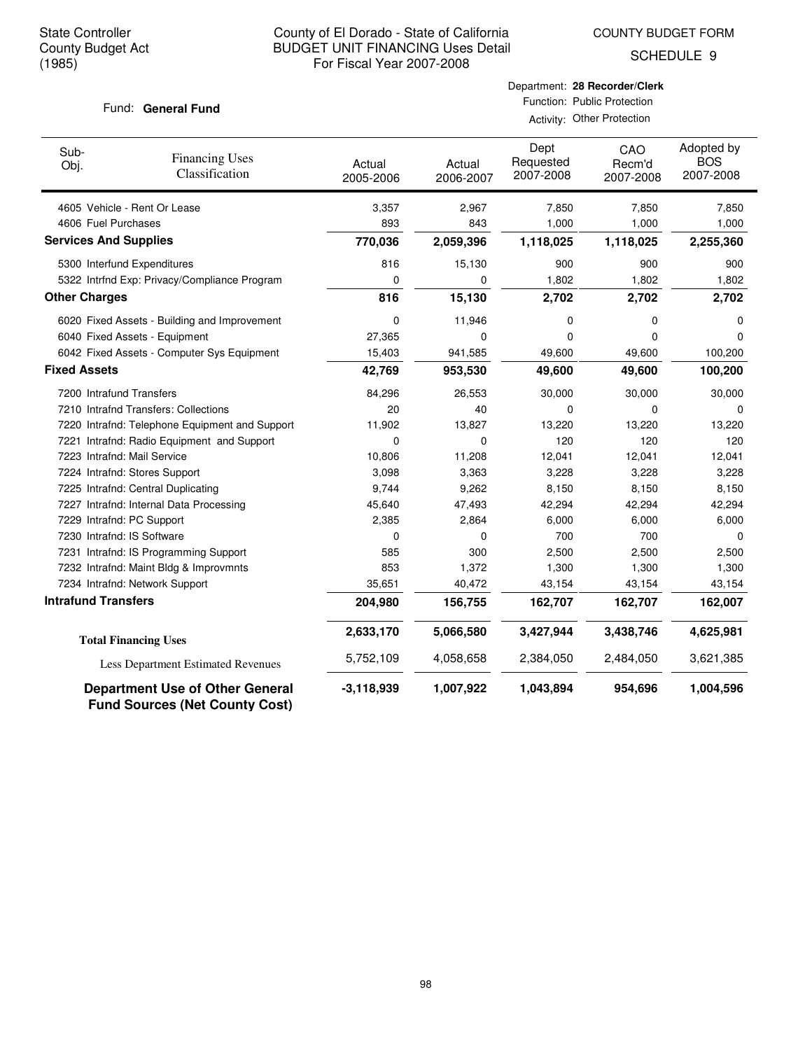State Controller
County Budget Act
(1985)

County of El Dorado - State of California
BUDGET UNIT FINANCING Uses Detail
For Fiscal Year 2007-2008

COUNTY BUDGET FORM
SCHEDULE 9

Fund: **General Fund**

Department: **28 Recorder/Clerk**
Function: Public Protection
Activity: Other Protection

| Sub-Obj. | Financing Uses Classification | Actual 2005-2006 | Actual 2006-2007 | Dept Requested 2007-2008 | CAO Recm'd 2007-2008 | Adopted by BOS 2007-2008 |
|---|---|---|---|---|---|---|
| 4605 | Vehicle - Rent Or Lease | 3,357 | 2,967 | 7,850 | 7,850 | 7,850 |
| 4606 | Fuel Purchases | 893 | 843 | 1,000 | 1,000 | 1,000 |
| **Services And Supplies** | | **770,036** | **2,059,396** | **1,118,025** | **1,118,025** | **2,255,360** |
| 5300 | Interfund Expenditures | 816 | 15,130 | 900 | 900 | 900 |
| 5322 | Intrfnd Exp: Privacy/Compliance Program | 0 | 0 | 1,802 | 1,802 | 1,802 |
| **Other Charges** | | **816** | **15,130** | **2,702** | **2,702** | **2,702** |
| 6020 | Fixed Assets - Building and Improvement | 0 | 11,946 | 0 | 0 | 0 |
| 6040 | Fixed Assets - Equipment | 27,365 | 0 | 0 | 0 | 0 |
| 6042 | Fixed Assets - Computer Sys Equipment | 15,403 | 941,585 | 49,600 | 49,600 | 100,200 |
| **Fixed Assets** | | **42,769** | **953,530** | **49,600** | **49,600** | **100,200** |
| 7200 | Intrafund Transfers | 84,296 | 26,553 | 30,000 | 30,000 | 30,000 |
| 7210 | Intrafnd Transfers: Collections | 20 | 40 | 0 | 0 | 0 |
| 7220 | Intrafnd: Telephone Equipment and Support | 11,902 | 13,827 | 13,220 | 13,220 | 13,220 |
| 7221 | Intrafnd: Radio Equipment and Support | 0 | 0 | 120 | 120 | 120 |
| 7223 | Intrafnd: Mail Service | 10,806 | 11,208 | 12,041 | 12,041 | 12,041 |
| 7224 | Intrafnd: Stores Support | 3,098 | 3,363 | 3,228 | 3,228 | 3,228 |
| 7225 | Intrafnd: Central Duplicating | 9,744 | 9,262 | 8,150 | 8,150 | 8,150 |
| 7227 | Intrafnd: Internal Data Processing | 45,640 | 47,493 | 42,294 | 42,294 | 42,294 |
| 7229 | Intrafnd: PC Support | 2,385 | 2,864 | 6,000 | 6,000 | 6,000 |
| 7230 | Intrafnd: IS Software | 0 | 0 | 700 | 700 | 0 |
| 7231 | Intrafnd: IS Programming Support | 585 | 300 | 2,500 | 2,500 | 2,500 |
| 7232 | Intrafnd: Maint Bldg & Improvmnts | 853 | 1,372 | 1,300 | 1,300 | 1,300 |
| 7234 | Intrafnd: Network Support | 35,651 | 40,472 | 43,154 | 43,154 | 43,154 |
| **Intrafund Transfers** | | **204,980** | **156,755** | **162,707** | **162,707** | **162,007** |
| **Total Financing Uses** | | **2,633,170** | **5,066,580** | **3,427,944** | **3,438,746** | **4,625,981** |
| Less Department Estimated Revenues | | 5,752,109 | 4,058,658 | 2,384,050 | 2,484,050 | 3,621,385 |
| **Department Use of Other General Fund Sources (Net County Cost)** | | **-3,118,939** | **1,007,922** | **1,043,894** | **954,696** | **1,004,596** |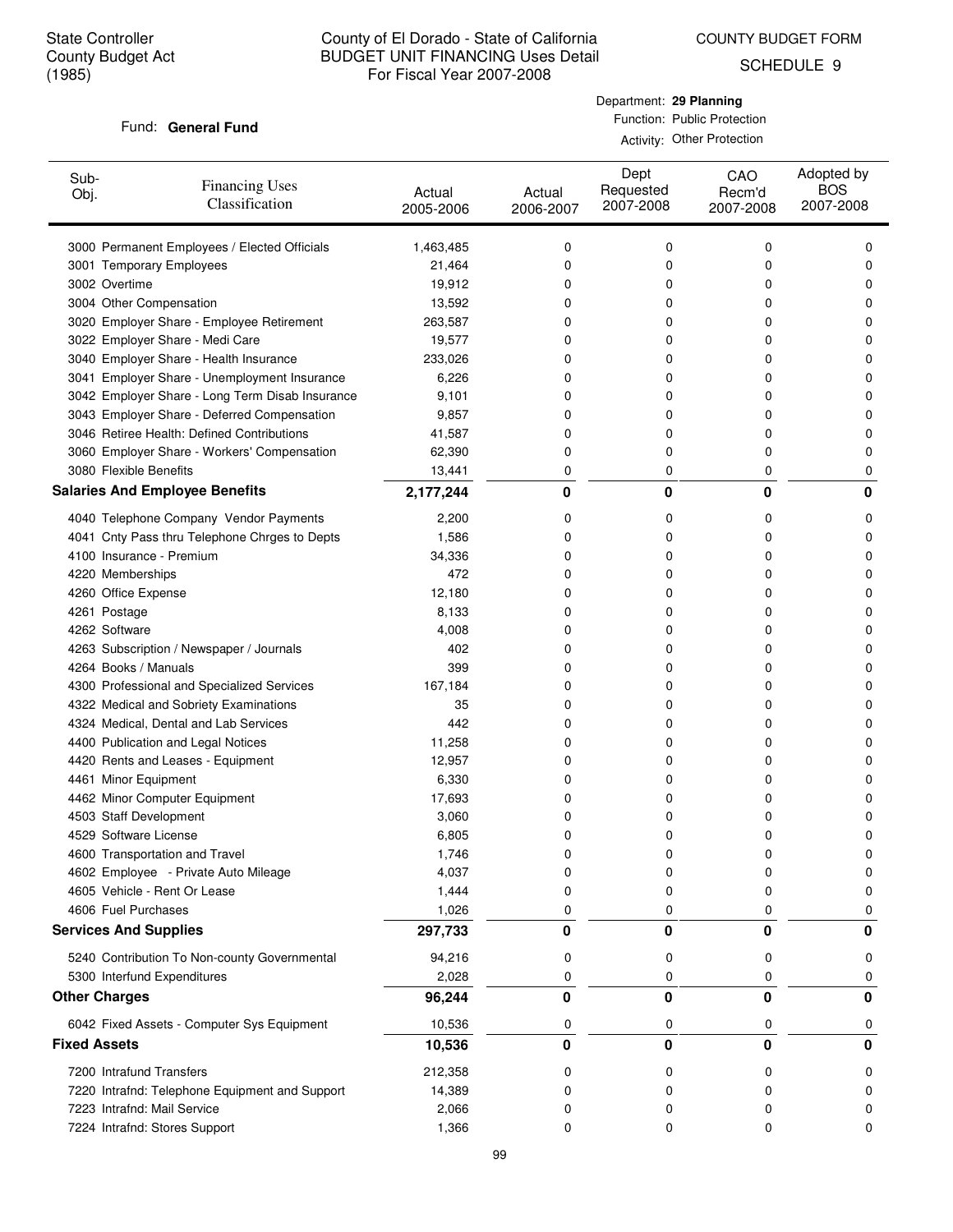State Controller
County Budget Act
(1985)

# County of El Dorado - State of California
## BUDGET UNIT FINANCING Uses Detail
For Fiscal Year 2007-2008

COUNTY BUDGET FORM
SCHEDULE 9

Fund: **General Fund**

Department: **29 Planning**
Function: Public Protection
Activity: Other Protection

| Sub-Obj. | Financing Uses Classification | Actual 2005-2006 | Actual 2006-2007 | Dept Requested 2007-2008 | CAO Recm'd 2007-2008 | Adopted by BOS 2007-2008 |
|---|---|---|---|---|---|---|
| 3000 | Permanent Employees / Elected Officials | 1,463,485 | 0 | 0 | 0 | 0 |
| 3001 | Temporary Employees | 21,464 | 0 | 0 | 0 | 0 |
| 3002 | Overtime | 19,912 | 0 | 0 | 0 | 0 |
| 3004 | Other Compensation | 13,592 | 0 | 0 | 0 | 0 |
| 3020 | Employer Share - Employee Retirement | 263,587 | 0 | 0 | 0 | 0 |
| 3022 | Employer Share - Medi Care | 19,577 | 0 | 0 | 0 | 0 |
| 3040 | Employer Share - Health Insurance | 233,026 | 0 | 0 | 0 | 0 |
| 3041 | Employer Share - Unemployment Insurance | 6,226 | 0 | 0 | 0 | 0 |
| 3042 | Employer Share - Long Term Disab Insurance | 9,101 | 0 | 0 | 0 | 0 |
| 3043 | Employer Share - Deferred Compensation | 9,857 | 0 | 0 | 0 | 0 |
| 3046 | Retiree Health: Defined Contributions | 41,587 | 0 | 0 | 0 | 0 |
| 3060 | Employer Share - Workers' Compensation | 62,390 | 0 | 0 | 0 | 0 |
| 3080 | Flexible Benefits | 13,441 | 0 | 0 | 0 | 0 |
| **Salaries And Employee Benefits** | | **2,177,244** | **0** | **0** | **0** | **0** |
| 4040 | Telephone Company Vendor Payments | 2,200 | 0 | 0 | 0 | 0 |
| 4041 | Cnty Pass thru Telephone Chrges to Depts | 1,586 | 0 | 0 | 0 | 0 |
| 4100 | Insurance - Premium | 34,336 | 0 | 0 | 0 | 0 |
| 4220 | Memberships | 472 | 0 | 0 | 0 | 0 |
| 4260 | Office Expense | 12,180 | 0 | 0 | 0 | 0 |
| 4261 | Postage | 8,133 | 0 | 0 | 0 | 0 |
| 4262 | Software | 4,008 | 0 | 0 | 0 | 0 |
| 4263 | Subscription / Newspaper / Journals | 402 | 0 | 0 | 0 | 0 |
| 4264 | Books / Manuals | 399 | 0 | 0 | 0 | 0 |
| 4300 | Professional and Specialized Services | 167,184 | 0 | 0 | 0 | 0 |
| 4322 | Medical and Sobriety Examinations | 35 | 0 | 0 | 0 | 0 |
| 4324 | Medical, Dental and Lab Services | 442 | 0 | 0 | 0 | 0 |
| 4400 | Publication and Legal Notices | 11,258 | 0 | 0 | 0 | 0 |
| 4420 | Rents and Leases - Equipment | 12,957 | 0 | 0 | 0 | 0 |
| 4461 | Minor Equipment | 6,330 | 0 | 0 | 0 | 0 |
| 4462 | Minor Computer Equipment | 17,693 | 0 | 0 | 0 | 0 |
| 4503 | Staff Development | 3,060 | 0 | 0 | 0 | 0 |
| 4529 | Software License | 6,805 | 0 | 0 | 0 | 0 |
| 4600 | Transportation and Travel | 1,746 | 0 | 0 | 0 | 0 |
| 4602 | Employee - Private Auto Mileage | 4,037 | 0 | 0 | 0 | 0 |
| 4605 | Vehicle - Rent Or Lease | 1,444 | 0 | 0 | 0 | 0 |
| 4606 | Fuel Purchases | 1,026 | 0 | 0 | 0 | 0 |
| **Services And Supplies** | | **297,733** | **0** | **0** | **0** | **0** |
| 5240 | Contribution To Non-county Governmental | 94,216 | 0 | 0 | 0 | 0 |
| 5300 | Interfund Expenditures | 2,028 | 0 | 0 | 0 | 0 |
| **Other Charges** | | **96,244** | **0** | **0** | **0** | **0** |
| 6042 | Fixed Assets - Computer Sys Equipment | 10,536 | 0 | 0 | 0 | 0 |
| **Fixed Assets** | | **10,536** | **0** | **0** | **0** | **0** |
| 7200 | Intrafund Transfers | 212,358 | 0 | 0 | 0 | 0 |
| 7220 | Intrafnd: Telephone Equipment and Support | 14,389 | 0 | 0 | 0 | 0 |
| 7223 | Intrafnd: Mail Service | 2,066 | 0 | 0 | 0 | 0 |
| 7224 | Intrafnd: Stores Support | 1,366 | 0 | 0 | 0 | 0 |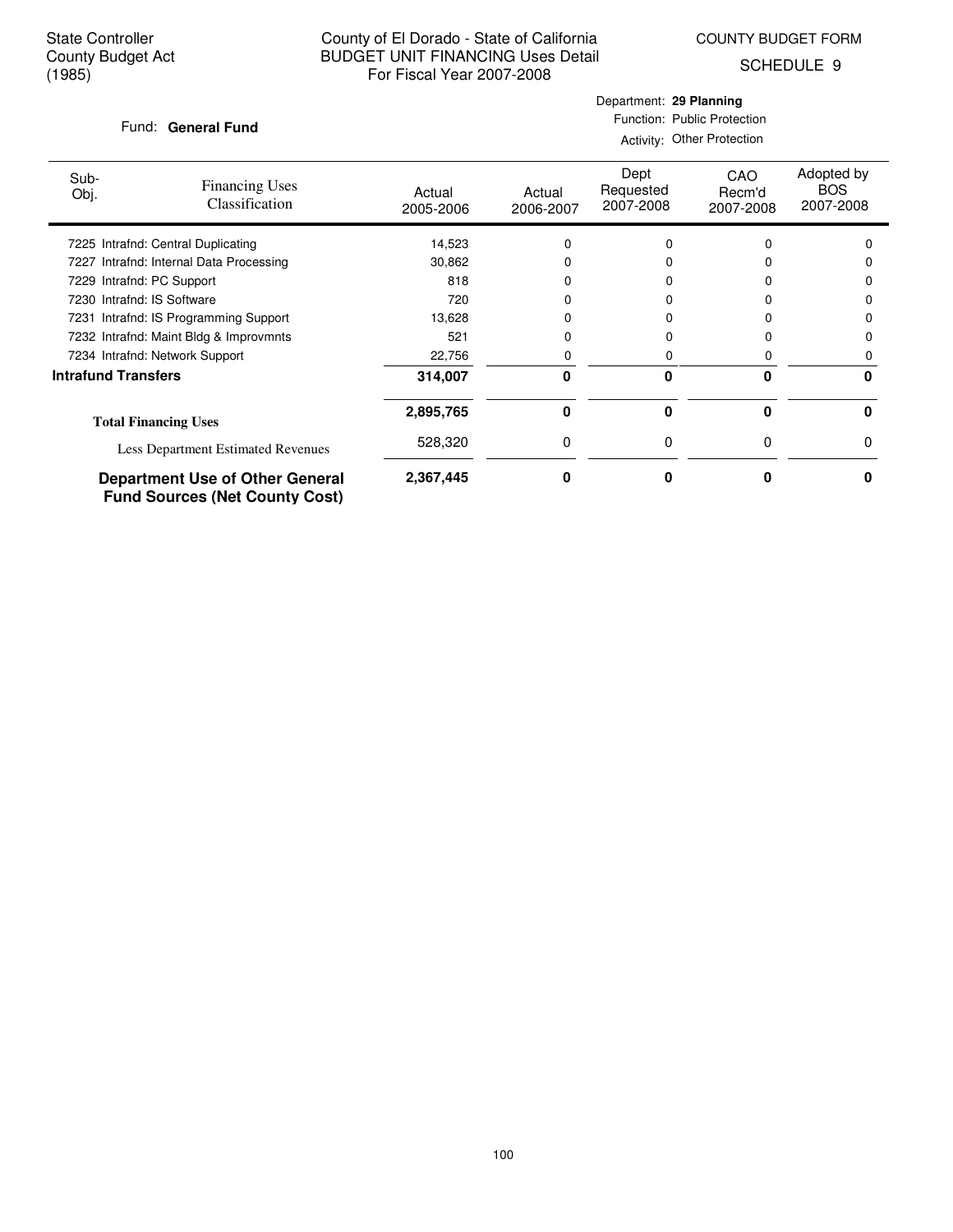State Controller
County Budget Act
(1985)

County of El Dorado - State of California
BUDGET UNIT FINANCING Uses Detail
For Fiscal Year 2007-2008

COUNTY BUDGET FORM
SCHEDULE 9

Fund: **General Fund**

Department: **29 Planning**
Function: Public Protection
Activity: Other Protection

| Sub-Obj. | Financing Uses Classification | Actual 2005-2006 | Actual 2006-2007 | Dept Requested 2007-2008 | CAO Recm'd 2007-2008 | Adopted by BOS 2007-2008 |
|---|---|---|---|---|---|---|
| 7225 | Intrafnd: Central Duplicating | 14,523 | 0 | 0 | 0 | 0 |
| 7227 | Intrafnd: Internal Data Processing | 30,862 | 0 | 0 | 0 | 0 |
| 7229 | Intrafnd: PC Support | 818 | 0 | 0 | 0 | 0 |
| 7230 | Intrafnd: IS Software | 720 | 0 | 0 | 0 | 0 |
| 7231 | Intrafnd: IS Programming Support | 13,628 | 0 | 0 | 0 | 0 |
| 7232 | Intrafnd: Maint Bldg & Improvmnts | 521 | 0 | 0 | 0 | 0 |
| 7234 | Intrafnd: Network Support | 22,756 | 0 | 0 | 0 | 0 |
| **Intrafund Transfers** | | **314,007** | **0** | **0** | **0** | **0** |
| **Total Financing Uses** | | **2,895,765** | **0** | **0** | **0** | **0** |
| Less Department Estimated Revenues | | 528,320 | 0 | 0 | 0 | 0 |
| **Department Use of Other General Fund Sources (Net County Cost)** | | **2,367,445** | **0** | **0** | **0** | **0** |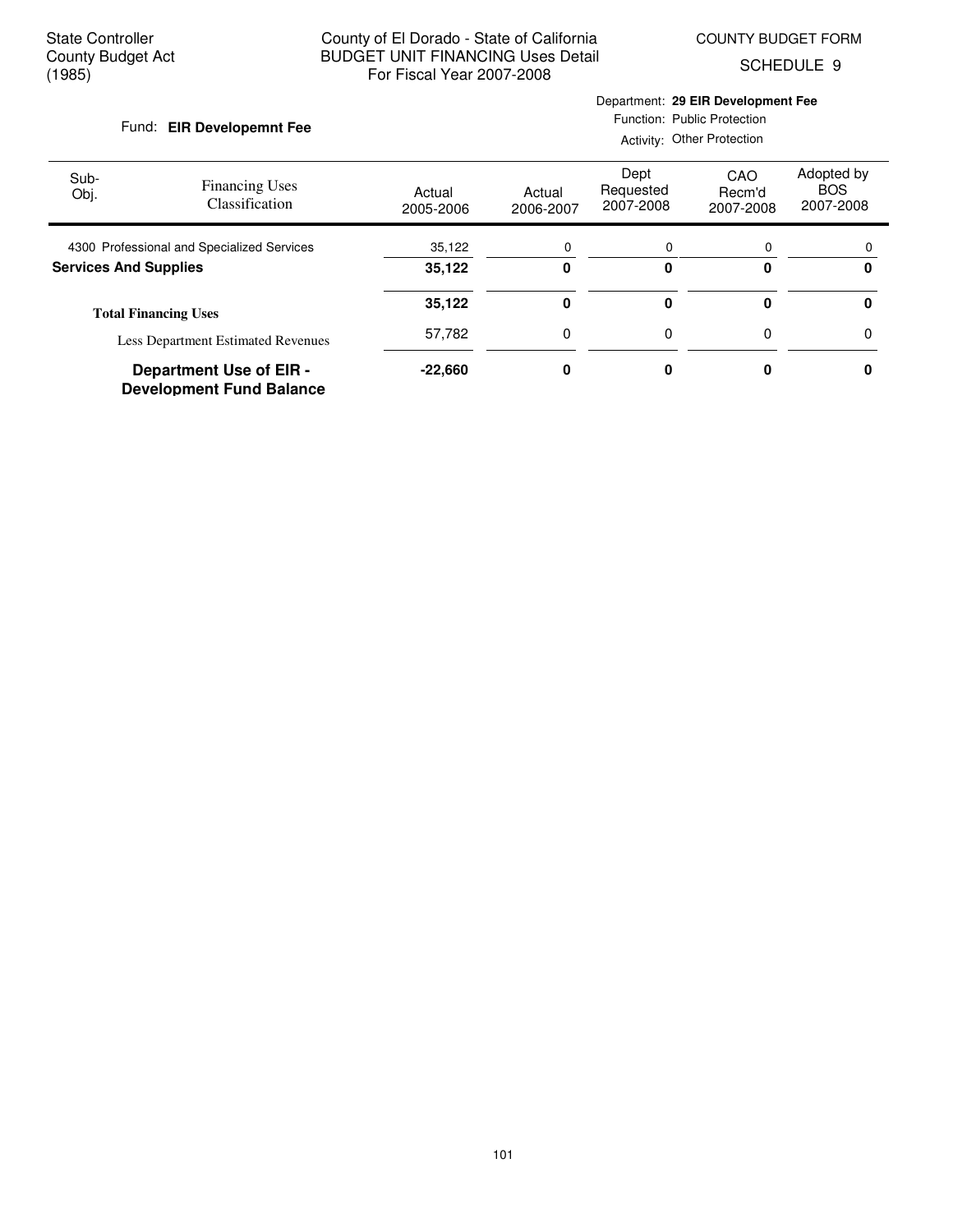State Controller
County Budget Act
(1985)

County of El Dorado - State of California
BUDGET UNIT FINANCING Uses Detail
For Fiscal Year 2007-2008

COUNTY BUDGET FORM
SCHEDULE 9

Fund: **EIR Developemnt Fee**

Department: **29 EIR Development Fee**
Function: Public Protection
Activity: Other Protection

| Sub-Obj. | Financing Uses Classification | Actual 2005-2006 | Actual 2006-2007 | Dept Requested 2007-2008 | CAO Recm'd 2007-2008 | Adopted by BOS 2007-2008 |
|---|---|---|---|---|---|---|
| 4300 | Professional and Specialized Services | 35,122 | 0 | 0 | 0 | 0 |
| **Services And Supplies** | | **35,122** | **0** | **0** | **0** | **0** |
| **Total Financing Uses** | | **35,122** | **0** | **0** | **0** | **0** |
| | Less Department Estimated Revenues | 57,782 | 0 | 0 | 0 | 0 |
| | **Department Use of EIR - Development Fund Balance** | **-22,660** | **0** | **0** | **0** | **0** |